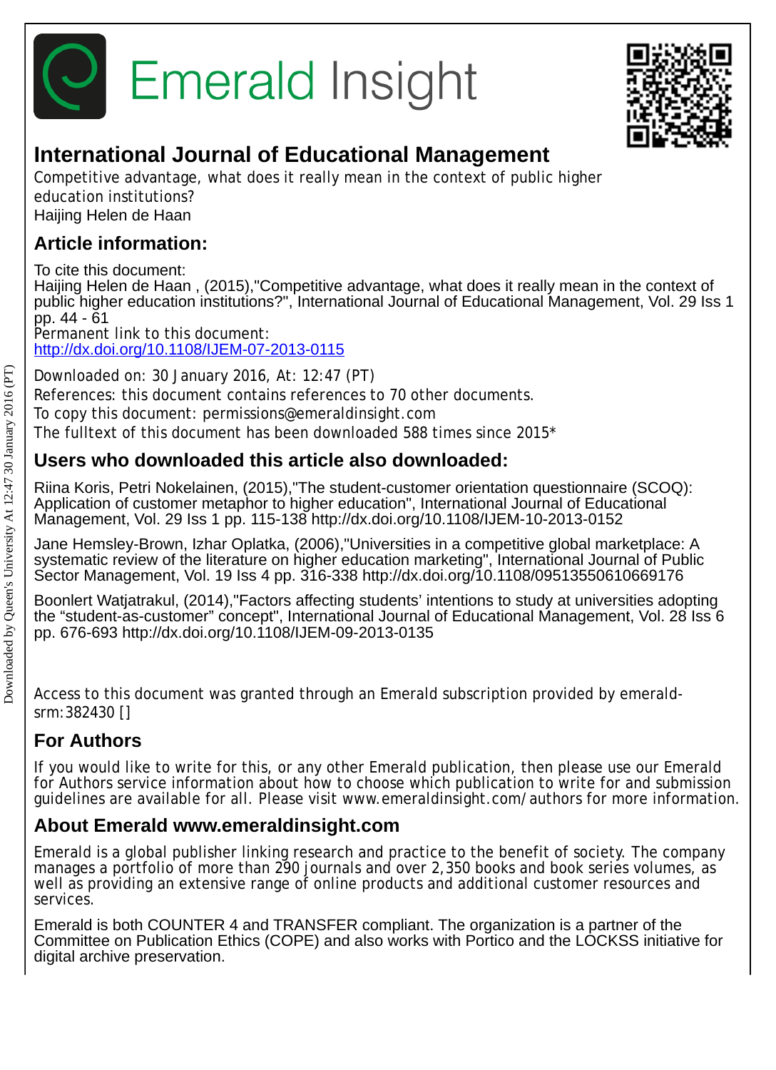Emerald Insight

# International Journal of Educational Management

Competitive advantage, what does it really mean in the context of public higher education institutions?
Haijing Helen de Haan

## Article information:

To cite this document:
Haijing Helen de Haan , (2015),"Competitive advantage, what does it really mean in the context of public higher education institutions?", International Journal of Educational Management, Vol. 29 Iss 1 pp. 44 - 61
Permanent link to this document:
http://dx.doi.org/10.1108/IJEM-07-2013-0115

Downloaded on: 30 January 2016, At: 12:47 (PT)
References: this document contains references to 70 other documents.
To copy this document: permissions@emeraldinsight.com
The fulltext of this document has been downloaded 588 times since 2015*

## Users who downloaded this article also downloaded:

Riina Koris, Petri Nokelainen, (2015),"The student-customer orientation questionnaire (SCOQ): Application of customer metaphor to higher education", International Journal of Educational Management, Vol. 29 Iss 1 pp. 115-138 http://dx.doi.org/10.1108/IJEM-10-2013-0152

Jane Hemsley-Brown, Izhar Oplatka, (2006),"Universities in a competitive global marketplace: A systematic review of the literature on higher education marketing", International Journal of Public Sector Management, Vol. 19 Iss 4 pp. 316-338 http://dx.doi.org/10.1108/09513550610669176

Boonlert Watjatrakul, (2014),"Factors affecting students' intentions to study at universities adopting the "student-as-customer" concept", International Journal of Educational Management, Vol. 28 Iss 6 pp. 676-693 http://dx.doi.org/10.1108/IJEM-09-2013-0135

Access to this document was granted through an Emerald subscription provided by emerald-srm:382430 []

## For Authors

If you would like to write for this, or any other Emerald publication, then please use our Emerald for Authors service information about how to choose which publication to write for and submission guidelines are available for all. Please visit www.emeraldinsight.com/authors for more information.

## About Emerald www.emeraldinsight.com

Emerald is a global publisher linking research and practice to the benefit of society. The company manages a portfolio of more than 290 journals and over 2,350 books and book series volumes, as well as providing an extensive range of online products and additional customer resources and services.

Emerald is both COUNTER 4 and TRANSFER compliant. The organization is a partner of the Committee on Publication Ethics (COPE) and also works with Portico and the LOCKSS initiative for digital archive preservation.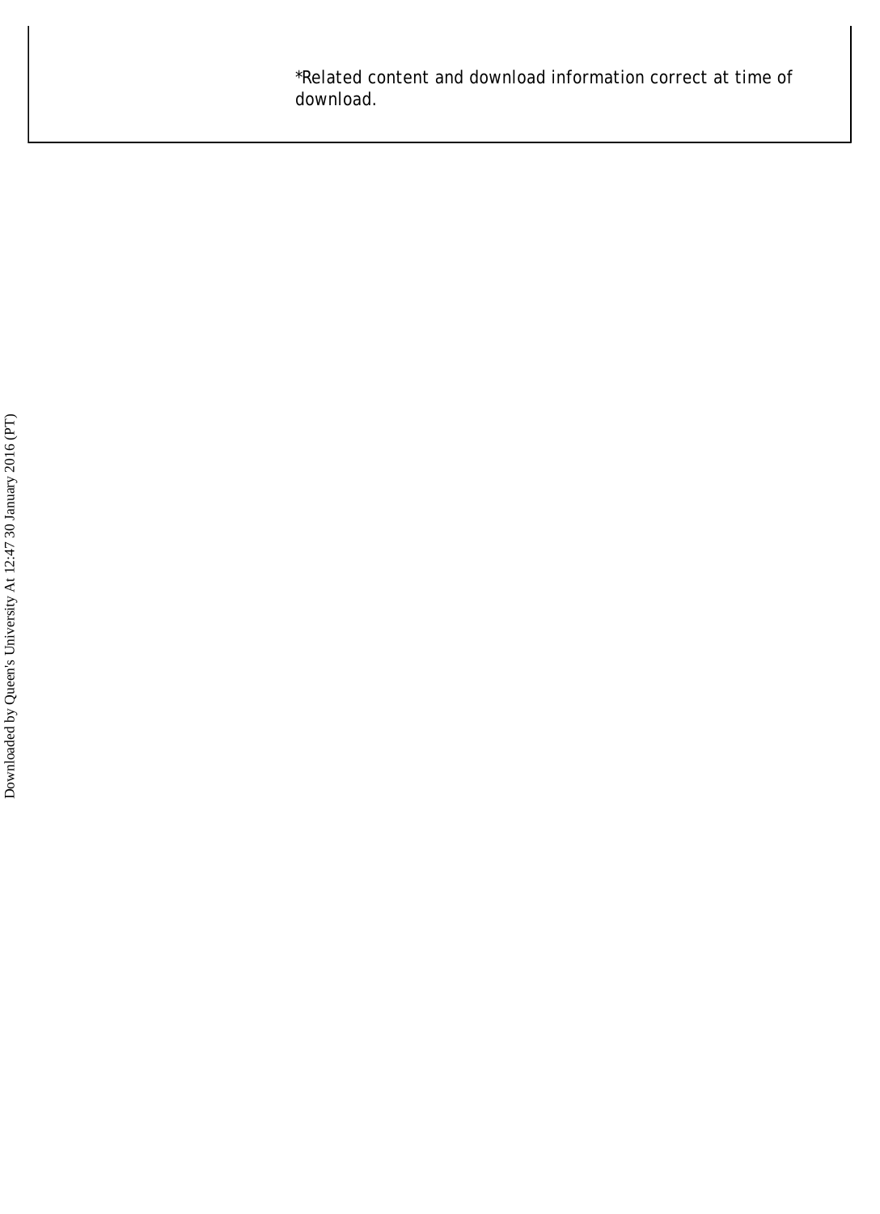*Related content and download information correct at time of download.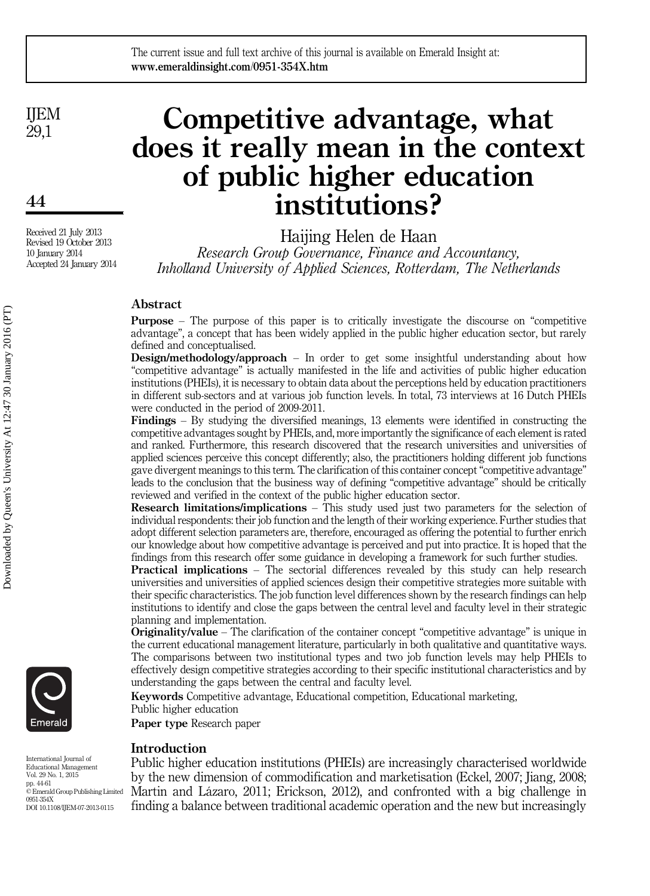The current issue and full text archive of this journal is available on Emerald Insight at: www.emeraldinsight.com/0951-354X.htm

# Competitive advantage, what does it really mean in the context of public higher education institutions?

Haijing Helen de Haan

*Research Group Governance, Finance and Accountancy, Inholland University of Applied Sciences, Rotterdam, The Netherlands*

Received 21 July 2013
Revised 19 October 2013
10 January 2014
Accepted 24 January 2014

## Abstract

**Purpose** – The purpose of this paper is to critically investigate the discourse on "competitive advantage", a concept that has been widely applied in the public higher education sector, but rarely defined and conceptualised.

**Design/methodology/approach** – In order to get some insightful understanding about how "competitive advantage" is actually manifested in the life and activities of public higher education institutions (PHEIs), it is necessary to obtain data about the perceptions held by education practitioners in different sub-sectors and at various job function levels. In total, 73 interviews at 16 Dutch PHEIs were conducted in the period of 2009-2011.

**Findings** – By studying the diversified meanings, 13 elements were identified in constructing the competitive advantages sought by PHEIs, and, more importantly the significance of each element is rated and ranked. Furthermore, this research discovered that the research universities and universities of applied sciences perceive this concept differently; also, the practitioners holding different job functions gave divergent meanings to this term. The clarification of this container concept "competitive advantage" leads to the conclusion that the business way of defining "competitive advantage" should be critically reviewed and verified in the context of the public higher education sector.

**Research limitations/implications** – This study used just two parameters for the selection of individual respondents: their job function and the length of their working experience. Further studies that adopt different selection parameters are, therefore, encouraged as offering the potential to further enrich our knowledge about how competitive advantage is perceived and put into practice. It is hoped that the findings from this research offer some guidance in developing a framework for such further studies.

**Practical implications** – The sectorial differences revealed by this study can help research universities and universities of applied sciences design their competitive strategies more suitable with their specific characteristics. The job function level differences shown by the research findings can help institutions to identify and close the gaps between the central level and faculty level in their strategic planning and implementation.

**Originality/value** – The clarification of the container concept "competitive advantage" is unique in the current educational management literature, particularly in both qualitative and quantitative ways. The comparisons between two institutional types and two job function levels may help PHEIs to effectively design competitive strategies according to their specific institutional characteristics and by understanding the gaps between the central and faculty level.

**Keywords** Competitive advantage, Educational competition, Educational marketing, Public higher education

**Paper type** Research paper

## Introduction

Public higher education institutions (PHEIs) are increasingly characterised worldwide by the new dimension of commodification and marketisation (Eckel, 2007; Jiang, 2008; Martin and Lázaro, 2011; Erickson, 2012), and confronted with a big challenge in finding a balance between traditional academic operation and the new but increasingly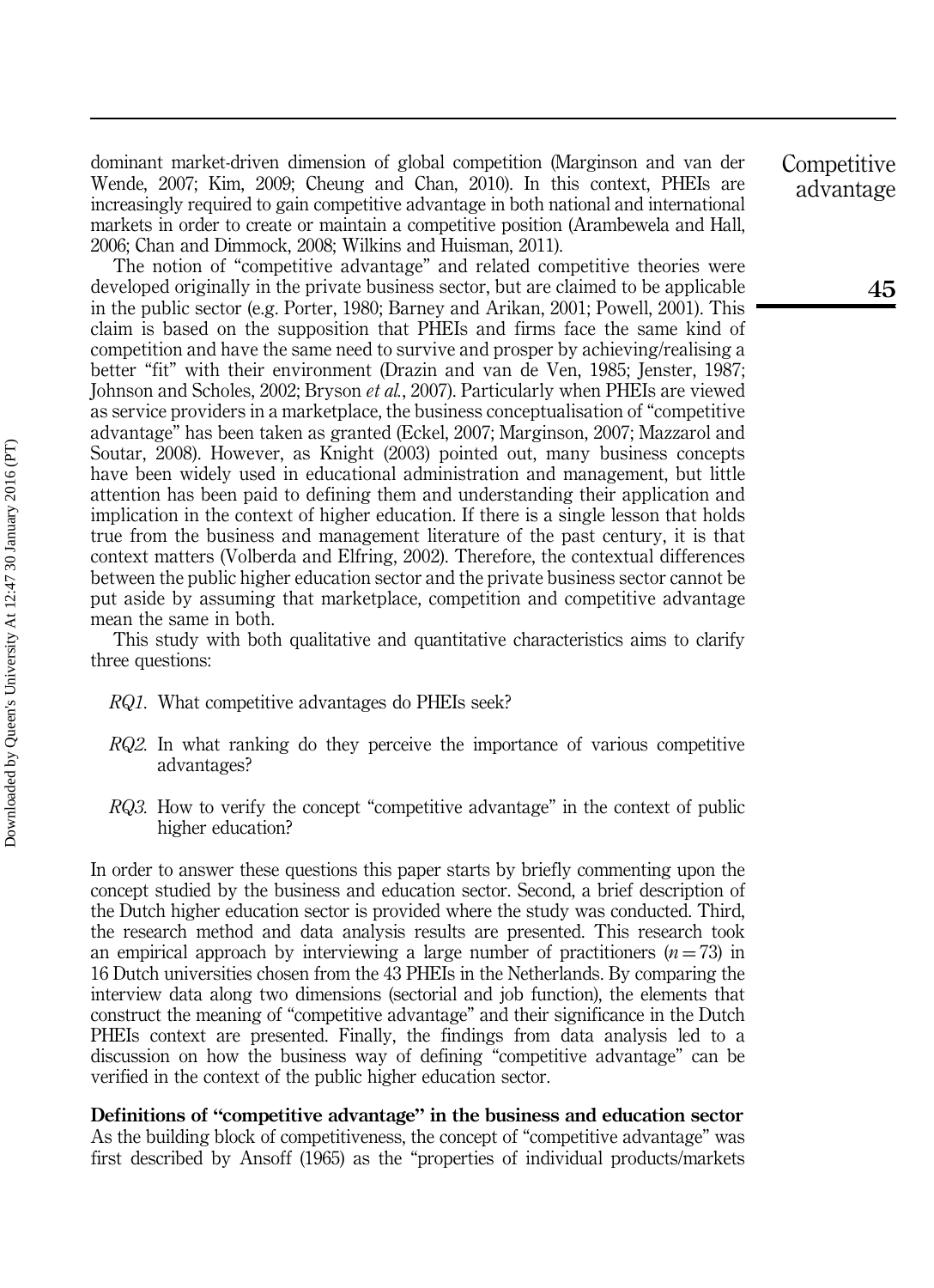dominant market-driven dimension of global competition (Marginson and van der Wende, 2007; Kim, 2009; Cheung and Chan, 2010). In this context, PHEIs are increasingly required to gain competitive advantage in both national and international markets in order to create or maintain a competitive position (Arambewela and Hall, 2006; Chan and Dimmock, 2008; Wilkins and Huisman, 2011).

The notion of "competitive advantage" and related competitive theories were developed originally in the private business sector, but are claimed to be applicable in the public sector (e.g. Porter, 1980; Barney and Arikan, 2001; Powell, 2001). This claim is based on the supposition that PHEIs and firms face the same kind of competition and have the same need to survive and prosper by achieving/realising a better "fit" with their environment (Drazin and van de Ven, 1985; Jenster, 1987; Johnson and Scholes, 2002; Bryson *et al.*, 2007). Particularly when PHEIs are viewed as service providers in a marketplace, the business conceptualisation of "competitive advantage" has been taken as granted (Eckel, 2007; Marginson, 2007; Mazzarol and Soutar, 2008). However, as Knight (2003) pointed out, many business concepts have been widely used in educational administration and management, but little attention has been paid to defining them and understanding their application and implication in the context of higher education. If there is a single lesson that holds true from the business and management literature of the past century, it is that context matters (Volberda and Elfring, 2002). Therefore, the contextual differences between the public higher education sector and the private business sector cannot be put aside by assuming that marketplace, competition and competitive advantage mean the same in both.

This study with both qualitative and quantitative characteristics aims to clarify three questions:

- *RQ1*. What competitive advantages do PHEIs seek?
- *RQ2*. In what ranking do they perceive the importance of various competitive advantages?
- *RQ3*. How to verify the concept "competitive advantage" in the context of public higher education?

In order to answer these questions this paper starts by briefly commenting upon the concept studied by the business and education sector. Second, a brief description of the Dutch higher education sector is provided where the study was conducted. Third, the research method and data analysis results are presented. This research took an empirical approach by interviewing a large number of practitioners ($n = 73$) in 16 Dutch universities chosen from the 43 PHEIs in the Netherlands. By comparing the interview data along two dimensions (sectorial and job function), the elements that construct the meaning of "competitive advantage" and their significance in the Dutch PHEIs context are presented. Finally, the findings from data analysis led to a discussion on how the business way of defining "competitive advantage" can be verified in the context of the public higher education sector.

## Definitions of "competitive advantage" in the business and education sector

As the building block of competitiveness, the concept of "competitive advantage" was first described by Ansoff (1965) as the "properties of individual products/markets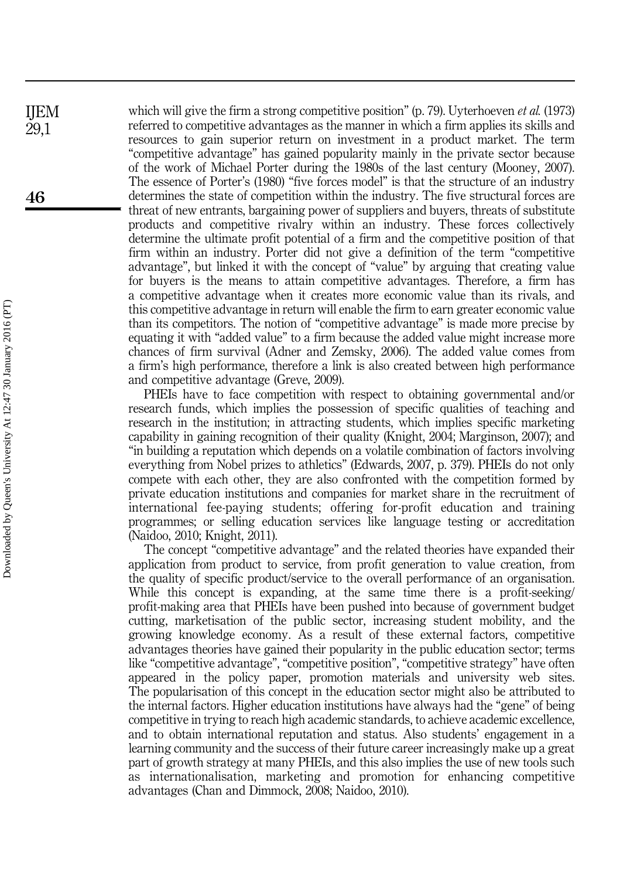which will give the firm a strong competitive position" (p. 79). Uyterhoeven *et al.* (1973) referred to competitive advantages as the manner in which a firm applies its skills and resources to gain superior return on investment in a product market. The term "competitive advantage" has gained popularity mainly in the private sector because of the work of Michael Porter during the 1980s of the last century (Mooney, 2007). The essence of Porter's (1980) "five forces model" is that the structure of an industry determines the state of competition within the industry. The five structural forces are threat of new entrants, bargaining power of suppliers and buyers, threats of substitute products and competitive rivalry within an industry. These forces collectively determine the ultimate profit potential of a firm and the competitive position of that firm within an industry. Porter did not give a definition of the term "competitive advantage", but linked it with the concept of "value" by arguing that creating value for buyers is the means to attain competitive advantages. Therefore, a firm has a competitive advantage when it creates more economic value than its rivals, and this competitive advantage in return will enable the firm to earn greater economic value than its competitors. The notion of "competitive advantage" is made more precise by equating it with "added value" to a firm because the added value might increase more chances of firm survival (Adner and Zemsky, 2006). The added value comes from a firm's high performance, therefore a link is also created between high performance and competitive advantage (Greve, 2009).

PHEIs have to face competition with respect to obtaining governmental and/or research funds, which implies the possession of specific qualities of teaching and research in the institution; in attracting students, which implies specific marketing capability in gaining recognition of their quality (Knight, 2004; Marginson, 2007); and "in building a reputation which depends on a volatile combination of factors involving everything from Nobel prizes to athletics" (Edwards, 2007, p. 379). PHEIs do not only compete with each other, they are also confronted with the competition formed by private education institutions and companies for market share in the recruitment of international fee-paying students; offering for-profit education and training programmes; or selling education services like language testing or accreditation (Naidoo, 2010; Knight, 2011).

The concept "competitive advantage" and the related theories have expanded their application from product to service, from profit generation to value creation, from the quality of specific product/service to the overall performance of an organisation. While this concept is expanding, at the same time there is a profit-seeking/profit-making area that PHEIs have been pushed into because of government budget cutting, marketisation of the public sector, increasing student mobility, and the growing knowledge economy. As a result of these external factors, competitive advantages theories have gained their popularity in the public education sector; terms like "competitive advantage", "competitive position", "competitive strategy" have often appeared in the policy paper, promotion materials and university web sites. The popularisation of this concept in the education sector might also be attributed to the internal factors. Higher education institutions have always had the "gene" of being competitive in trying to reach high academic standards, to achieve academic excellence, and to obtain international reputation and status. Also students' engagement in a learning community and the success of their future career increasingly make up a great part of growth strategy at many PHEIs, and this also implies the use of new tools such as internationalisation, marketing and promotion for enhancing competitive advantages (Chan and Dimmock, 2008; Naidoo, 2010).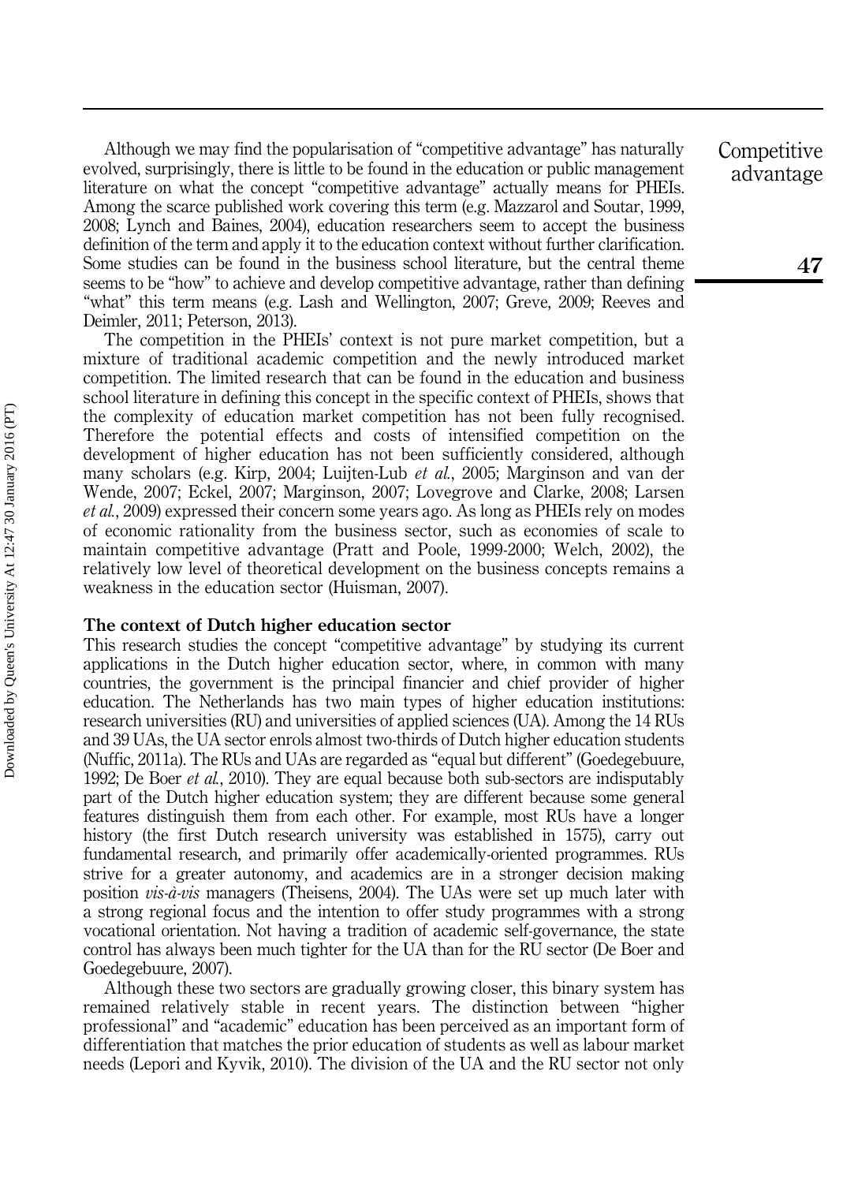Although we may find the popularisation of "competitive advantage" has naturally evolved, surprisingly, there is little to be found in the education or public management literature on what the concept "competitive advantage" actually means for PHEIs. Among the scarce published work covering this term (e.g. Mazzarol and Soutar, 1999, 2008; Lynch and Baines, 2004), education researchers seem to accept the business definition of the term and apply it to the education context without further clarification. Some studies can be found in the business school literature, but the central theme seems to be "how" to achieve and develop competitive advantage, rather than defining "what" this term means (e.g. Lash and Wellington, 2007; Greve, 2009; Reeves and Deimler, 2011; Peterson, 2013).

The competition in the PHEIs' context is not pure market competition, but a mixture of traditional academic competition and the newly introduced market competition. The limited research that can be found in the education and business school literature in defining this concept in the specific context of PHEIs, shows that the complexity of education market competition has not been fully recognised. Therefore the potential effects and costs of intensified competition on the development of higher education has not been sufficiently considered, although many scholars (e.g. Kirp, 2004; Luijten-Lub *et al.*, 2005; Marginson and van der Wende, 2007; Eckel, 2007; Marginson, 2007; Lovegrove and Clarke, 2008; Larsen *et al.*, 2009) expressed their concern some years ago. As long as PHEIs rely on modes of economic rationality from the business sector, such as economies of scale to maintain competitive advantage (Pratt and Poole, 1999-2000; Welch, 2002), the relatively low level of theoretical development on the business concepts remains a weakness in the education sector (Huisman, 2007).

## The context of Dutch higher education sector

This research studies the concept "competitive advantage" by studying its current applications in the Dutch higher education sector, where, in common with many countries, the government is the principal financier and chief provider of higher education. The Netherlands has two main types of higher education institutions: research universities (RU) and universities of applied sciences (UA). Among the 14 RUs and 39 UAs, the UA sector enrols almost two-thirds of Dutch higher education students (Nuffic, 2011a). The RUs and UAs are regarded as "equal but different" (Goedegebuure, 1992; De Boer *et al.*, 2010). They are equal because both sub-sectors are indisputably part of the Dutch higher education system; they are different because some general features distinguish them from each other. For example, most RUs have a longer history (the first Dutch research university was established in 1575), carry out fundamental research, and primarily offer academically-oriented programmes. RUs strive for a greater autonomy, and academics are in a stronger decision making position *vis-à-vis* managers (Theisens, 2004). The UAs were set up much later with a strong regional focus and the intention to offer study programmes with a strong vocational orientation. Not having a tradition of academic self-governance, the state control has always been much tighter for the UA than for the RU sector (De Boer and Goedegebuure, 2007).

Although these two sectors are gradually growing closer, this binary system has remained relatively stable in recent years. The distinction between "higher professional" and "academic" education has been perceived as an important form of differentiation that matches the prior education of students as well as labour market needs (Lepori and Kyvik, 2010). The division of the UA and the RU sector not only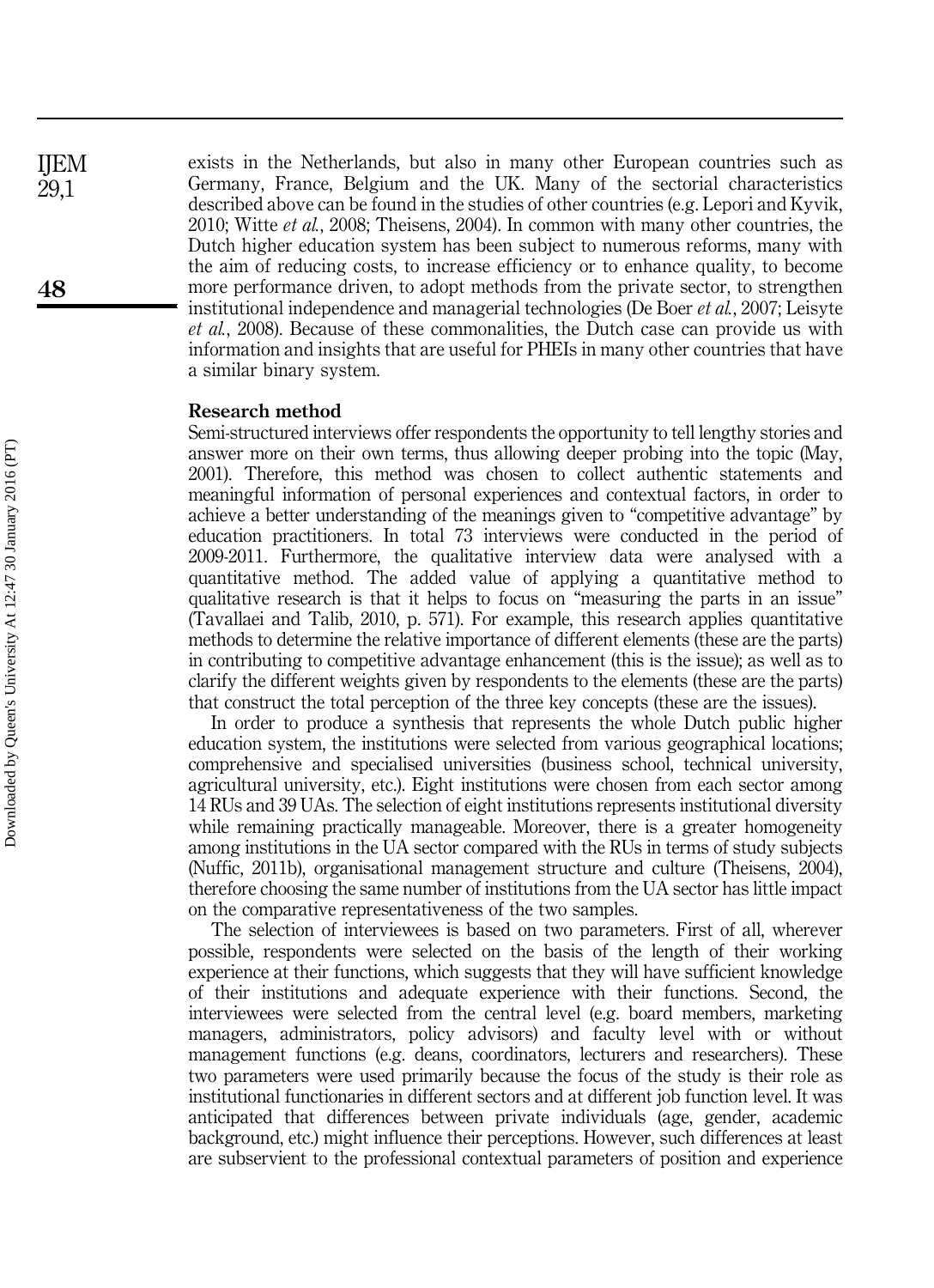exists in the Netherlands, but also in many other European countries such as Germany, France, Belgium and the UK. Many of the sectorial characteristics described above can be found in the studies of other countries (e.g. Lepori and Kyvik, 2010; Witte *et al.*, 2008; Theisens, 2004). In common with many other countries, the Dutch higher education system has been subject to numerous reforms, many with the aim of reducing costs, to increase efficiency or to enhance quality, to become more performance driven, to adopt methods from the private sector, to strengthen institutional independence and managerial technologies (De Boer *et al.*, 2007; Leisyte *et al.*, 2008). Because of these commonalities, the Dutch case can provide us with information and insights that are useful for PHEIs in many other countries that have a similar binary system.

## Research method

Semi-structured interviews offer respondents the opportunity to tell lengthy stories and answer more on their own terms, thus allowing deeper probing into the topic (May, 2001). Therefore, this method was chosen to collect authentic statements and meaningful information of personal experiences and contextual factors, in order to achieve a better understanding of the meanings given to "competitive advantage" by education practitioners. In total 73 interviews were conducted in the period of 2009-2011. Furthermore, the qualitative interview data were analysed with a quantitative method. The added value of applying a quantitative method to qualitative research is that it helps to focus on "measuring the parts in an issue" (Tavallaei and Talib, 2010, p. 571). For example, this research applies quantitative methods to determine the relative importance of different elements (these are the parts) in contributing to competitive advantage enhancement (this is the issue); as well as to clarify the different weights given by respondents to the elements (these are the parts) that construct the total perception of the three key concepts (these are the issues).

In order to produce a synthesis that represents the whole Dutch public higher education system, the institutions were selected from various geographical locations; comprehensive and specialised universities (business school, technical university, agricultural university, etc.). Eight institutions were chosen from each sector among 14 RUs and 39 UAs. The selection of eight institutions represents institutional diversity while remaining practically manageable. Moreover, there is a greater homogeneity among institutions in the UA sector compared with the RUs in terms of study subjects (Nuffic, 2011b), organisational management structure and culture (Theisens, 2004), therefore choosing the same number of institutions from the UA sector has little impact on the comparative representativeness of the two samples.

The selection of interviewees is based on two parameters. First of all, wherever possible, respondents were selected on the basis of the length of their working experience at their functions, which suggests that they will have sufficient knowledge of their institutions and adequate experience with their functions. Second, the interviewees were selected from the central level (e.g. board members, marketing managers, administrators, policy advisors) and faculty level with or without management functions (e.g. deans, coordinators, lecturers and researchers). These two parameters were used primarily because the focus of the study is their role as institutional functionaries in different sectors and at different job function level. It was anticipated that differences between private individuals (age, gender, academic background, etc.) might influence their perceptions. However, such differences at least are subservient to the professional contextual parameters of position and experience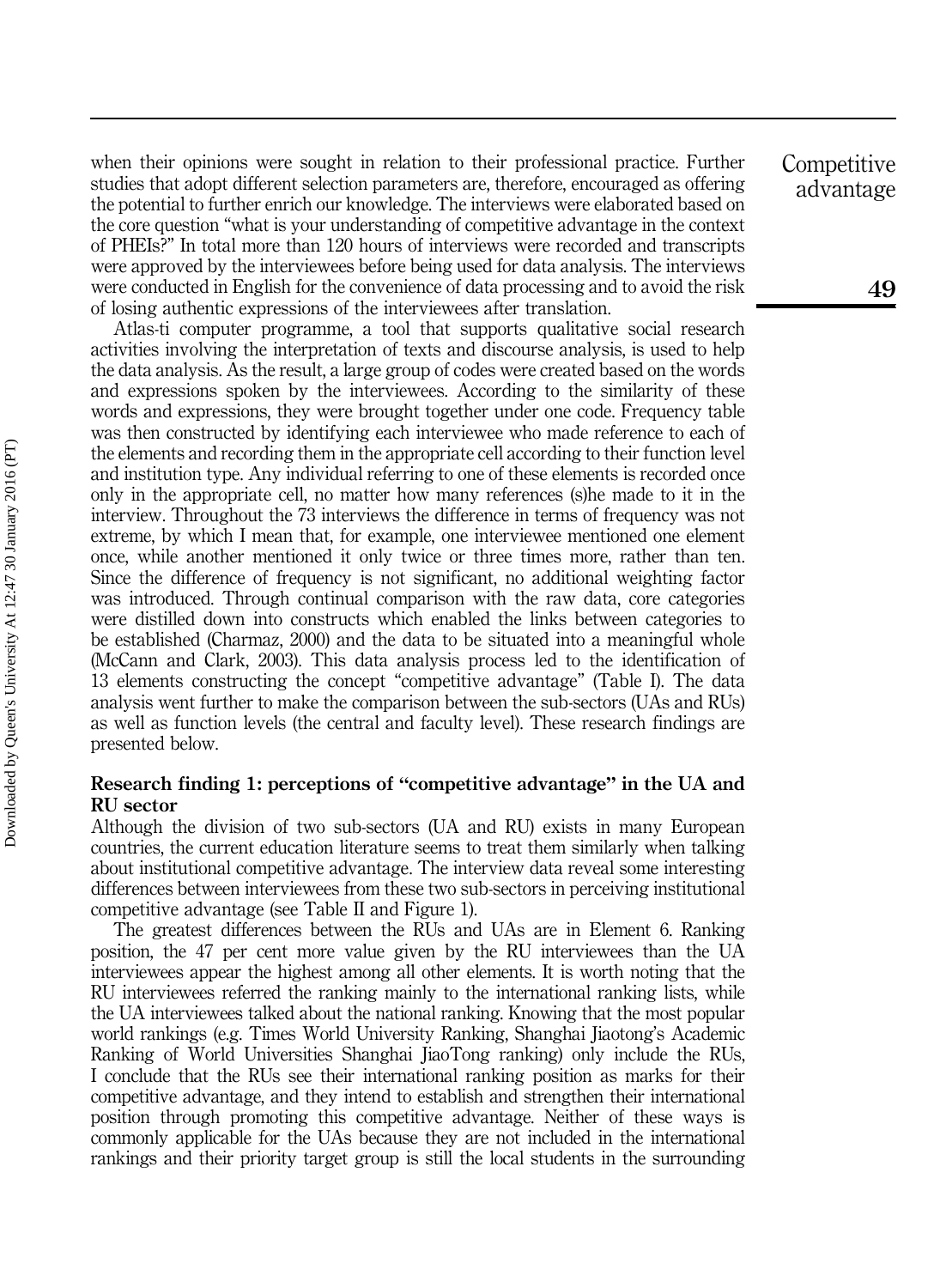when their opinions were sought in relation to their professional practice. Further studies that adopt different selection parameters are, therefore, encouraged as offering the potential to further enrich our knowledge. The interviews were elaborated based on the core question "what is your understanding of competitive advantage in the context of PHEIs?" In total more than 120 hours of interviews were recorded and transcripts were approved by the interviewees before being used for data analysis. The interviews were conducted in English for the convenience of data processing and to avoid the risk of losing authentic expressions of the interviewees after translation.

Atlas-ti computer programme, a tool that supports qualitative social research activities involving the interpretation of texts and discourse analysis, is used to help the data analysis. As the result, a large group of codes were created based on the words and expressions spoken by the interviewees. According to the similarity of these words and expressions, they were brought together under one code. Frequency table was then constructed by identifying each interviewee who made reference to each of the elements and recording them in the appropriate cell according to their function level and institution type. Any individual referring to one of these elements is recorded once only in the appropriate cell, no matter how many references (s)he made to it in the interview. Throughout the 73 interviews the difference in terms of frequency was not extreme, by which I mean that, for example, one interviewee mentioned one element once, while another mentioned it only twice or three times more, rather than ten. Since the difference of frequency is not significant, no additional weighting factor was introduced. Through continual comparison with the raw data, core categories were distilled down into constructs which enabled the links between categories to be established (Charmaz, 2000) and the data to be situated into a meaningful whole (McCann and Clark, 2003). This data analysis process led to the identification of 13 elements constructing the concept "competitive advantage" (Table I). The data analysis went further to make the comparison between the sub-sectors (UAs and RUs) as well as function levels (the central and faculty level). These research findings are presented below.

### Research finding 1: perceptions of "competitive advantage" in the UA and RU sector

Although the division of two sub-sectors (UA and RU) exists in many European countries, the current education literature seems to treat them similarly when talking about institutional competitive advantage. The interview data reveal some interesting differences between interviewees from these two sub-sectors in perceiving institutional competitive advantage (see Table II and Figure 1).

The greatest differences between the RUs and UAs are in Element 6. Ranking position, the 47 per cent more value given by the RU interviewees than the UA interviewees appear the highest among all other elements. It is worth noting that the RU interviewees referred the ranking mainly to the international ranking lists, while the UA interviewees talked about the national ranking. Knowing that the most popular world rankings (e.g. Times World University Ranking, Shanghai Jiaotong's Academic Ranking of World Universities Shanghai JiaoTong ranking) only include the RUs, I conclude that the RUs see their international ranking position as marks for their competitive advantage, and they intend to establish and strengthen their international position through promoting this competitive advantage. Neither of these ways is commonly applicable for the UAs because they are not included in the international rankings and their priority target group is still the local students in the surrounding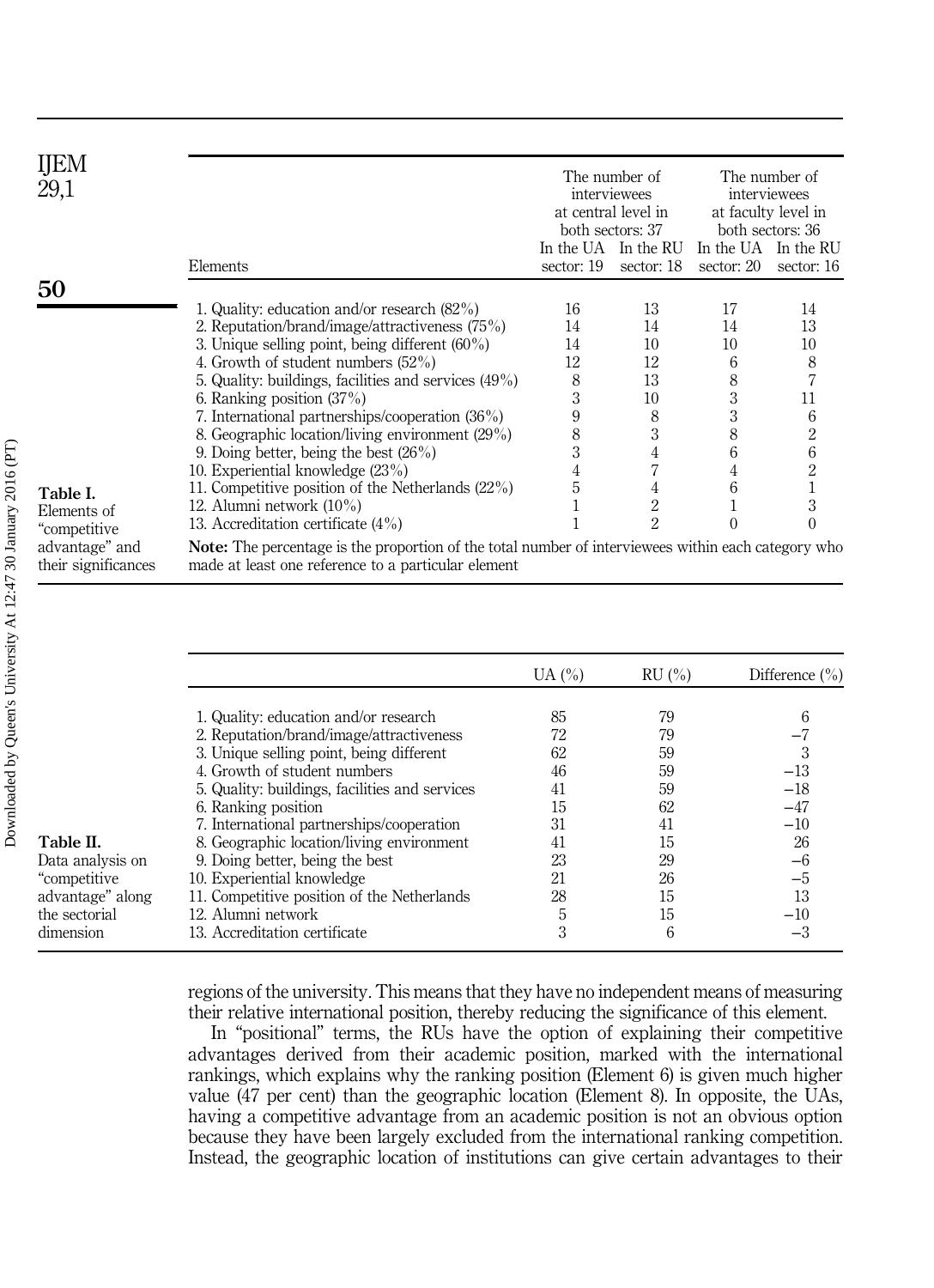**Table I.** Elements of "competitive advantage" and their significances

| Elements | The number of interviewees at central level in both sectors: 37 | | The number of interviewees at faculty level in both sectors: 36 | |
|---|---|---|---|---|
| | In the UA sector: 19 | In the RU sector: 18 | In the UA sector: 20 | In the RU sector: 16 |
| 1. Quality: education and/or research (82%) | 16 | 13 | 17 | 14 |
| 2. Reputation/brand/image/attractiveness (75%) | 14 | 14 | 14 | 13 |
| 3. Unique selling point, being different (60%) | 14 | 10 | 10 | 10 |
| 4. Growth of student numbers (52%) | 12 | 12 | 6 | 8 |
| 5. Quality: buildings, facilities and services (49%) | 8 | 13 | 8 | 7 |
| 6. Ranking position (37%) | 3 | 10 | 3 | 11 |
| 7. International partnerships/cooperation (36%) | 9 | 8 | 3 | 6 |
| 8. Geographic location/living environment (29%) | 8 | 3 | 8 | 2 |
| 9. Doing better, being the best (26%) | 3 | 4 | 6 | 6 |
| 10. Experiential knowledge (23%) | 4 | 7 | 4 | 2 |
| 11. Competitive position of the Netherlands (22%) | 5 | 4 | 6 | 1 |
| 12. Alumni network (10%) | 1 | 2 | 1 | 3 |
| 13. Accreditation certificate (4%) | 1 | 2 | 0 | 0 |

**Note:** The percentage is the proportion of the total number of interviewees within each category who made at least one reference to a particular element

**Table II.** Data analysis on "competitive advantage" along the sectorial dimension

| | UA (%) | RU (%) | Difference (%) |
|---|---|---|---|
| 1. Quality: education and/or research | 85 | 79 | 6 |
| 2. Reputation/brand/image/attractiveness | 72 | 79 | −7 |
| 3. Unique selling point, being different | 62 | 59 | 3 |
| 4. Growth of student numbers | 46 | 59 | −13 |
| 5. Quality: buildings, facilities and services | 41 | 59 | −18 |
| 6. Ranking position | 15 | 62 | −47 |
| 7. International partnerships/cooperation | 31 | 41 | −10 |
| 8. Geographic location/living environment | 41 | 15 | 26 |
| 9. Doing better, being the best | 23 | 29 | −6 |
| 10. Experiential knowledge | 21 | 26 | −5 |
| 11. Competitive position of the Netherlands | 28 | 15 | 13 |
| 12. Alumni network | 5 | 15 | −10 |
| 13. Accreditation certificate | 3 | 6 | −3 |

regions of the university. This means that they have no independent means of measuring their relative international position, thereby reducing the significance of this element.

In "positional" terms, the RUs have the option of explaining their competitive advantages derived from their academic position, marked with the international rankings, which explains why the ranking position (Element 6) is given much higher value (47 per cent) than the geographic location (Element 8). In opposite, the UAs, having a competitive advantage from an academic position is not an obvious option because they have been largely excluded from the international ranking competition. Instead, the geographic location of institutions can give certain advantages to their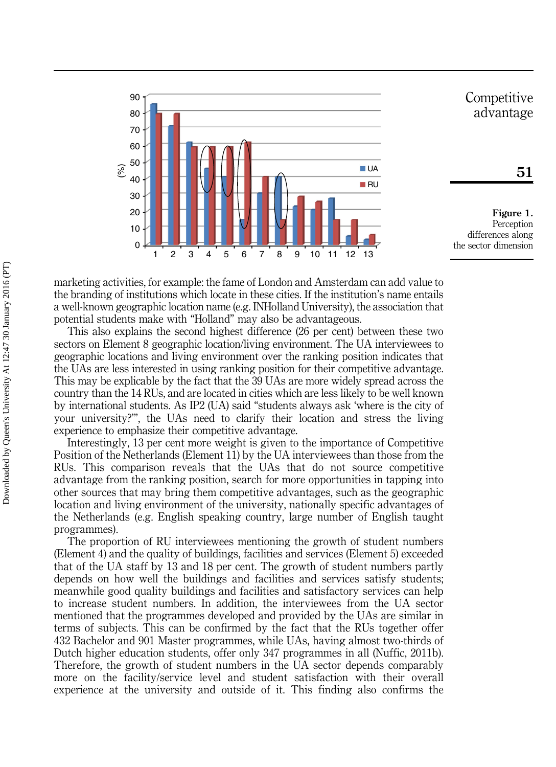90
80
70
60
50
40
30
20
10
0
(%)
1 2 3 4 5 6 7 8 9 10 11 12 13
UA
RU

**Figure 1.** Perception differences along the sector dimension

marketing activities, for example: the fame of London and Amsterdam can add value to the branding of institutions which locate in these cities. If the institution's name entails a well-known geographic location name (e.g. INHolland University), the association that potential students make with "Holland" may also be advantageous.

This also explains the second highest difference (26 per cent) between these two sectors on Element 8 geographic location/living environment. The UA interviewees to geographic locations and living environment over the ranking position indicates that the UAs are less interested in using ranking position for their competitive advantage. This may be explicable by the fact that the 39 UAs are more widely spread across the country than the 14 RUs, and are located in cities which are less likely to be well known by international students. As IP2 (UA) said "students always ask 'where is the city of your university?'", the UAs need to clarify their location and stress the living experience to emphasize their competitive advantage.

Interestingly, 13 per cent more weight is given to the importance of Competitive Position of the Netherlands (Element 11) by the UA interviewees than those from the RUs. This comparison reveals that the UAs that do not source competitive advantage from the ranking position, search for more opportunities in tapping into other sources that may bring them competitive advantages, such as the geographic location and living environment of the university, nationally specific advantages of the Netherlands (e.g. English speaking country, large number of English taught programmes).

The proportion of RU interviewees mentioning the growth of student numbers (Element 4) and the quality of buildings, facilities and services (Element 5) exceeded that of the UA staff by 13 and 18 per cent. The growth of student numbers partly depends on how well the buildings and facilities and services satisfy students; meanwhile good quality buildings and facilities and satisfactory services can help to increase student numbers. In addition, the interviewees from the UA sector mentioned that the programmes developed and provided by the UAs are similar in terms of subjects. This can be confirmed by the fact that the RUs together offer 432 Bachelor and 901 Master programmes, while UAs, having almost two-thirds of Dutch higher education students, offer only 347 programmes in all (Nuffic, 2011b). Therefore, the growth of student numbers in the UA sector depends comparably more on the facility/service level and student satisfaction with their overall experience at the university and outside of it. This finding also confirms the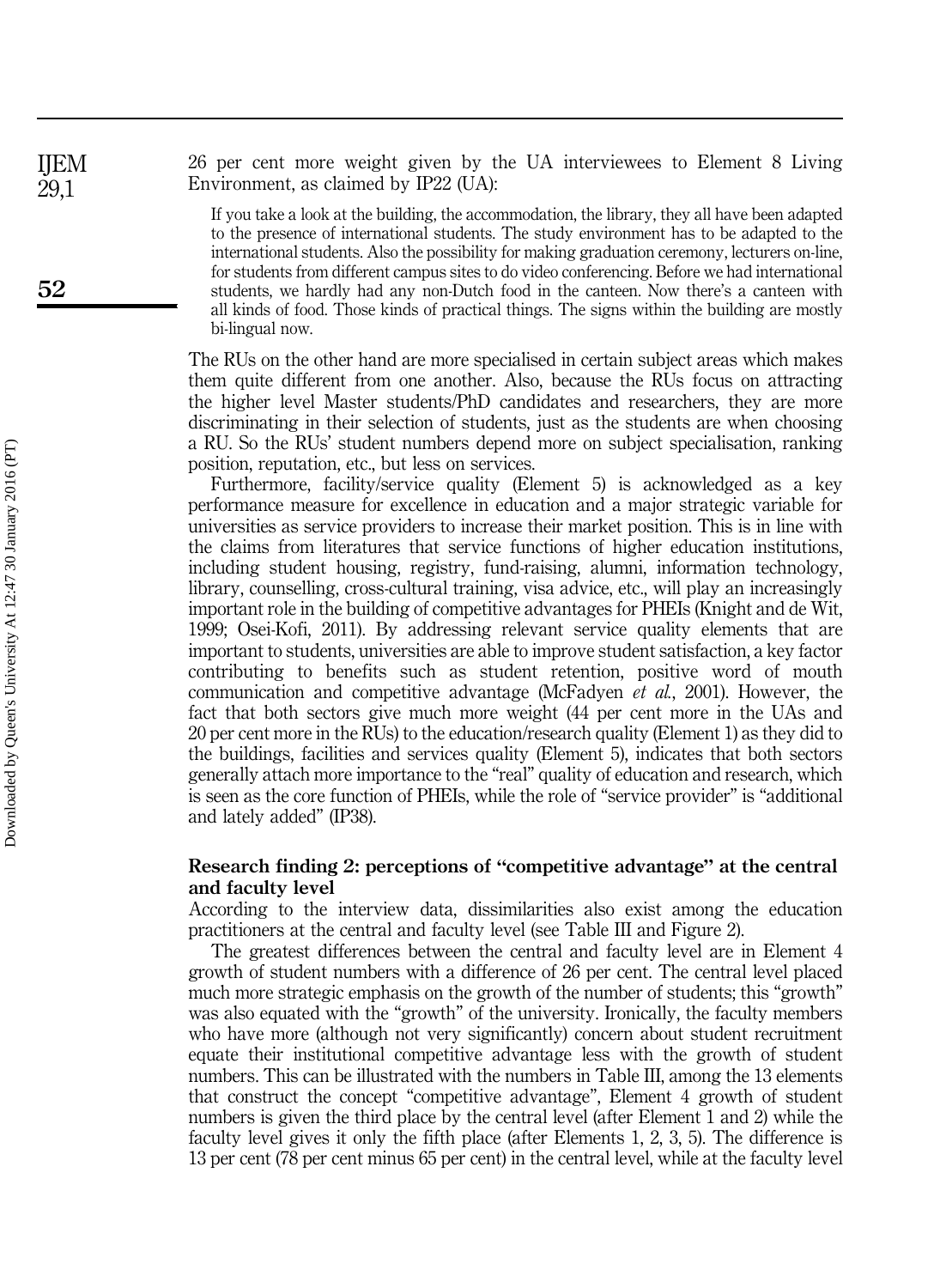26 per cent more weight given by the UA interviewees to Element 8 Living Environment, as claimed by IP22 (UA):

> If you take a look at the building, the accommodation, the library, they all have been adapted to the presence of international students. The study environment has to be adapted to the international students. Also the possibility for making graduation ceremony, lecturers on-line, for students from different campus sites to do video conferencing. Before we had international students, we hardly had any non-Dutch food in the canteen. Now there's a canteen with all kinds of food. Those kinds of practical things. The signs within the building are mostly bi-lingual now.

The RUs on the other hand are more specialised in certain subject areas which makes them quite different from one another. Also, because the RUs focus on attracting the higher level Master students/PhD candidates and researchers, they are more discriminating in their selection of students, just as the students are when choosing a RU. So the RUs' student numbers depend more on subject specialisation, ranking position, reputation, etc., but less on services.

Furthermore, facility/service quality (Element 5) is acknowledged as a key performance measure for excellence in education and a major strategic variable for universities as service providers to increase their market position. This is in line with the claims from literatures that service functions of higher education institutions, including student housing, registry, fund-raising, alumni, information technology, library, counselling, cross-cultural training, visa advice, etc., will play an increasingly important role in the building of competitive advantages for PHEIs (Knight and de Wit, 1999; Osei-Kofi, 2011). By addressing relevant service quality elements that are important to students, universities are able to improve student satisfaction, a key factor contributing to benefits such as student retention, positive word of mouth communication and competitive advantage (McFadyen *et al.*, 2001). However, the fact that both sectors give much more weight (44 per cent more in the UAs and 20 per cent more in the RUs) to the education/research quality (Element 1) as they did to the buildings, facilities and services quality (Element 5), indicates that both sectors generally attach more importance to the "real" quality of education and research, which is seen as the core function of PHEIs, while the role of "service provider" is "additional and lately added" (IP38).

### Research finding 2: perceptions of "competitive advantage" at the central and faculty level

According to the interview data, dissimilarities also exist among the education practitioners at the central and faculty level (see Table III and Figure 2).

The greatest differences between the central and faculty level are in Element 4 growth of student numbers with a difference of 26 per cent. The central level placed much more strategic emphasis on the growth of the number of students; this "growth" was also equated with the "growth" of the university. Ironically, the faculty members who have more (although not very significantly) concern about student recruitment equate their institutional competitive advantage less with the growth of student numbers. This can be illustrated with the numbers in Table III, among the 13 elements that construct the concept "competitive advantage", Element 4 growth of student numbers is given the third place by the central level (after Element 1 and 2) while the faculty level gives it only the fifth place (after Elements 1, 2, 3, 5). The difference is 13 per cent (78 per cent minus 65 per cent) in the central level, while at the faculty level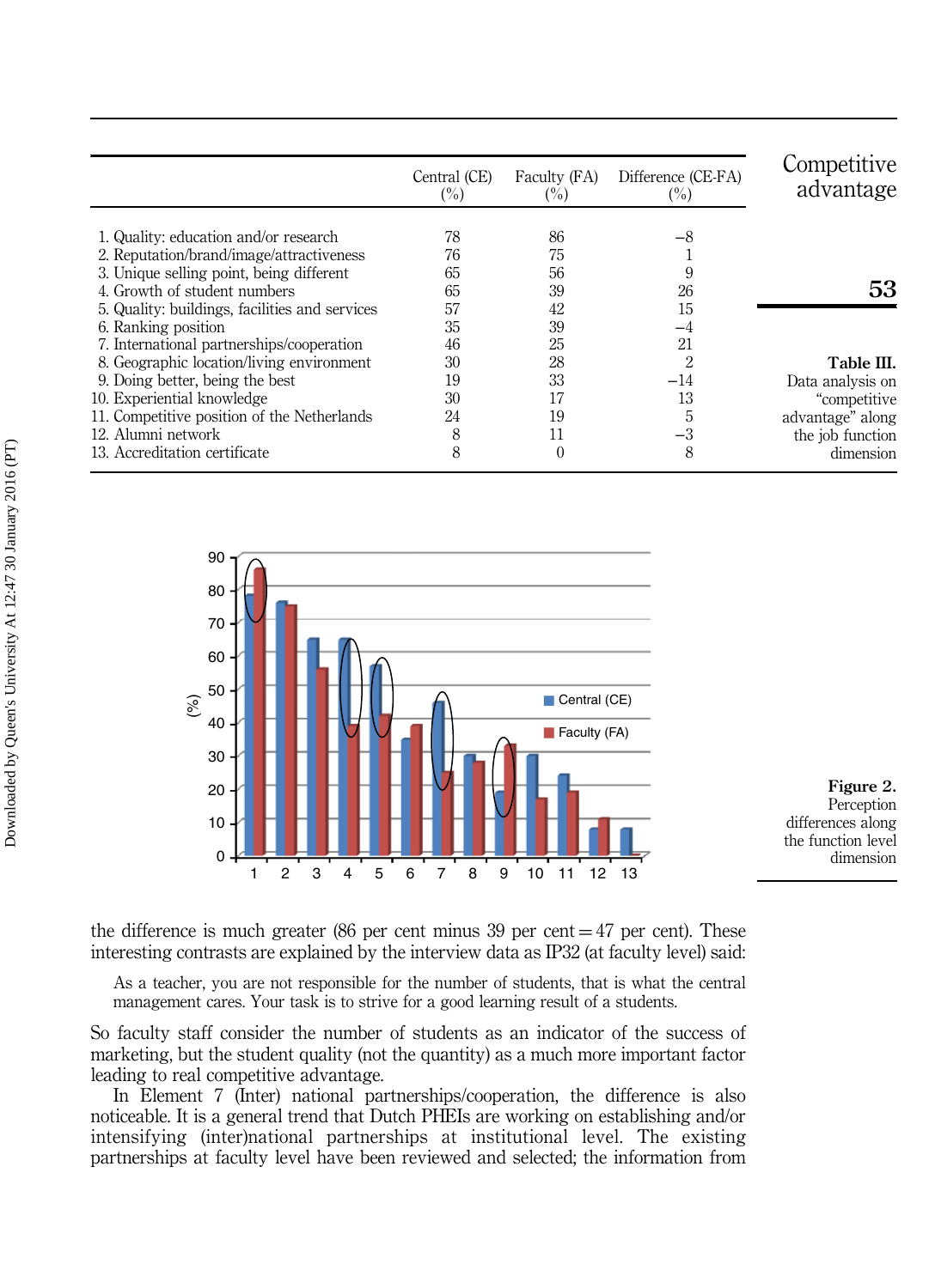| | Central (CE) (%) | Faculty (FA) (%) | Difference (CE-FA) (%) |
|---|---|---|---|
| 1. Quality: education and/or research | 78 | 86 | −8 |
| 2. Reputation/brand/image/attractiveness | 76 | 75 | 1 |
| 3. Unique selling point, being different | 65 | 56 | 9 |
| 4. Growth of student numbers | 65 | 39 | 26 |
| 5. Quality: buildings, facilities and services | 57 | 42 | 15 |
| 6. Ranking position | 35 | 39 | −4 |
| 7. International partnerships/cooperation | 46 | 25 | 21 |
| 8. Geographic location/living environment | 30 | 28 | 2 |
| 9. Doing better, being the best | 19 | 33 | −14 |
| 10. Experiential knowledge | 30 | 17 | 13 |
| 11. Competitive position of the Netherlands | 24 | 19 | 5 |
| 12. Alumni network | 8 | 11 | −3 |
| 13. Accreditation certificate | 8 | 0 | 8 |

**Table III.** Data analysis on "competitive advantage" along the job function dimension

(%)
90
80
70
60
50
40
30
20
10
0
1 2 3 4 5 6 7 8 9 10 11 12 13
Central (CE)
Faculty (FA)

**Figure 2.** Perception differences along the function level dimension

the difference is much greater (86 per cent minus 39 per cent = 47 per cent). These interesting contrasts are explained by the interview data as IP32 (at faculty level) said:

> As a teacher, you are not responsible for the number of students, that is what the central management cares. Your task is to strive for a good learning result of a students.

So faculty staff consider the number of students as an indicator of the success of marketing, but the student quality (not the quantity) as a much more important factor leading to real competitive advantage.

In Element 7 (Inter) national partnerships/cooperation, the difference is also noticeable. It is a general trend that Dutch PHEIs are working on establishing and/or intensifying (inter)national partnerships at institutional level. The existing partnerships at faculty level have been reviewed and selected; the information from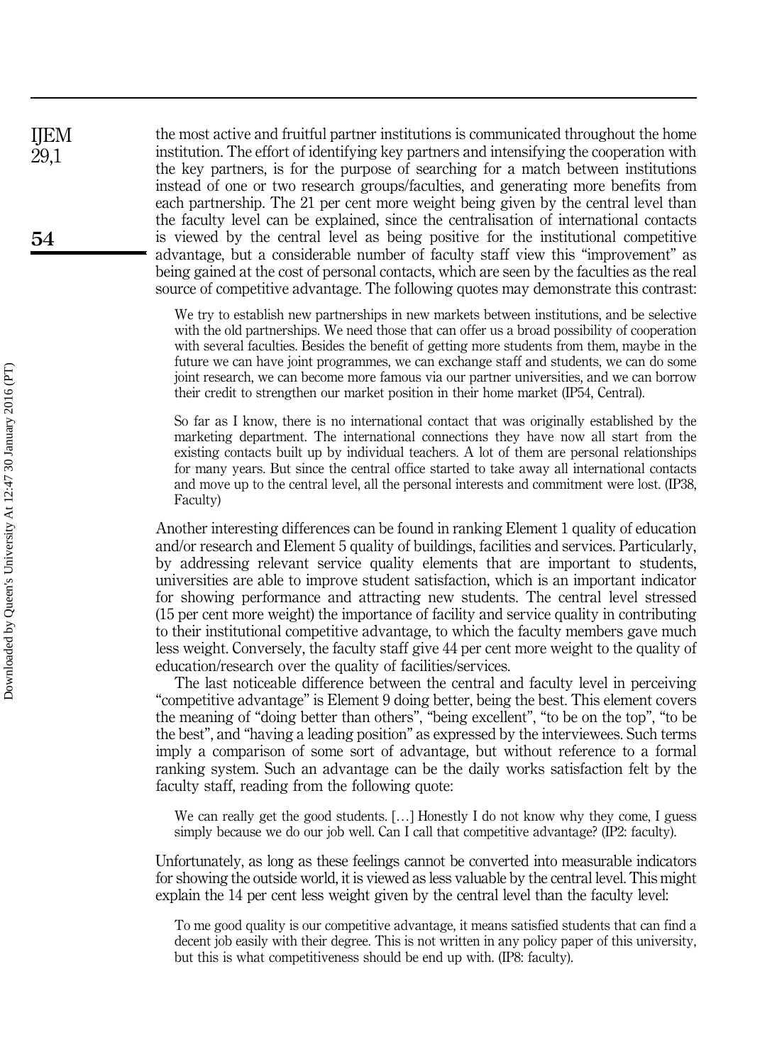the most active and fruitful partner institutions is communicated throughout the home institution. The effort of identifying key partners and intensifying the cooperation with the key partners, is for the purpose of searching for a match between institutions instead of one or two research groups/faculties, and generating more benefits from each partnership. The 21 per cent more weight being given by the central level than the faculty level can be explained, since the centralisation of international contacts is viewed by the central level as being positive for the institutional competitive advantage, but a considerable number of faculty staff view this "improvement" as being gained at the cost of personal contacts, which are seen by the faculties as the real source of competitive advantage. The following quotes may demonstrate this contrast:

> We try to establish new partnerships in new markets between institutions, and be selective with the old partnerships. We need those that can offer us a broad possibility of cooperation with several faculties. Besides the benefit of getting more students from them, maybe in the future we can have joint programmes, we can exchange staff and students, we can do some joint research, we can become more famous via our partner universities, and we can borrow their credit to strengthen our market position in their home market (IP54, Central).

> So far as I know, there is no international contact that was originally established by the marketing department. The international connections they have now all start from the existing contacts built up by individual teachers. A lot of them are personal relationships for many years. But since the central office started to take away all international contacts and move up to the central level, all the personal interests and commitment were lost. (IP38, Faculty)

Another interesting differences can be found in ranking Element 1 quality of education and/or research and Element 5 quality of buildings, facilities and services. Particularly, by addressing relevant service quality elements that are important to students, universities are able to improve student satisfaction, which is an important indicator for showing performance and attracting new students. The central level stressed (15 per cent more weight) the importance of facility and service quality in contributing to their institutional competitive advantage, to which the faculty members gave much less weight. Conversely, the faculty staff give 44 per cent more weight to the quality of education/research over the quality of facilities/services.

The last noticeable difference between the central and faculty level in perceiving "competitive advantage" is Element 9 doing better, being the best. This element covers the meaning of "doing better than others", "being excellent", "to be on the top", "to be the best", and "having a leading position" as expressed by the interviewees. Such terms imply a comparison of some sort of advantage, but without reference to a formal ranking system. Such an advantage can be the daily works satisfaction felt by the faculty staff, reading from the following quote:

> We can really get the good students. […] Honestly I do not know why they come, I guess simply because we do our job well. Can I call that competitive advantage? (IP2: faculty).

Unfortunately, as long as these feelings cannot be converted into measurable indicators for showing the outside world, it is viewed as less valuable by the central level. This might explain the 14 per cent less weight given by the central level than the faculty level:

> To me good quality is our competitive advantage, it means satisfied students that can find a decent job easily with their degree. This is not written in any policy paper of this university, but this is what competitiveness should be end up with. (IP8: faculty).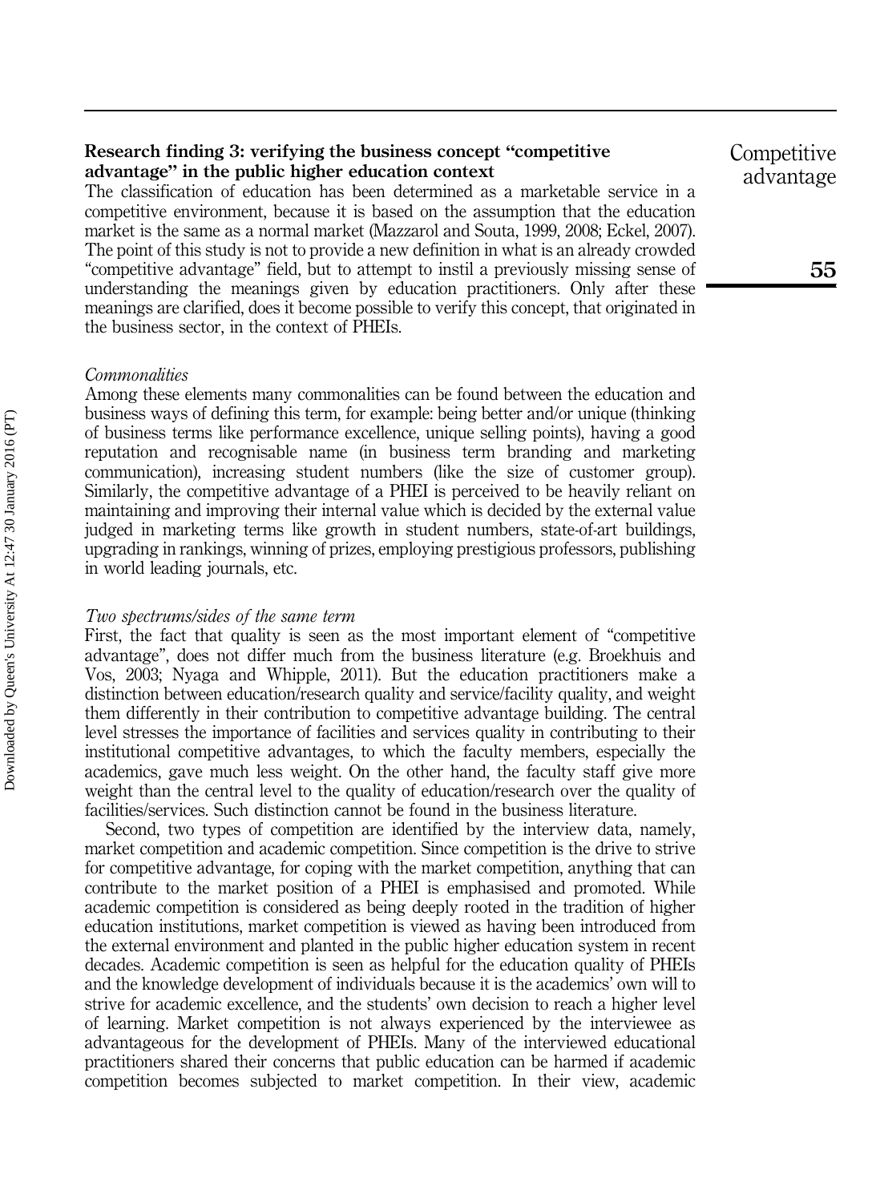**Research finding 3: verifying the business concept "competitive advantage" in the public higher education context**

The classification of education has been determined as a marketable service in a competitive environment, because it is based on the assumption that the education market is the same as a normal market (Mazzarol and Souta, 1999, 2008; Eckel, 2007). The point of this study is not to provide a new definition in what is an already crowded "competitive advantage" field, but to attempt to instil a previously missing sense of understanding the meanings given by education practitioners. Only after these meanings are clarified, does it become possible to verify this concept, that originated in the business sector, in the context of PHEIs.

*Commonalities*

Among these elements many commonalities can be found between the education and business ways of defining this term, for example: being better and/or unique (thinking of business terms like performance excellence, unique selling points), having a good reputation and recognisable name (in business term branding and marketing communication), increasing student numbers (like the size of customer group). Similarly, the competitive advantage of a PHEI is perceived to be heavily reliant on maintaining and improving their internal value which is decided by the external value judged in marketing terms like growth in student numbers, state-of-art buildings, upgrading in rankings, winning of prizes, employing prestigious professors, publishing in world leading journals, etc.

*Two spectrums/sides of the same term*

First, the fact that quality is seen as the most important element of "competitive advantage", does not differ much from the business literature (e.g. Broekhuis and Vos, 2003; Nyaga and Whipple, 2011). But the education practitioners make a distinction between education/research quality and service/facility quality, and weight them differently in their contribution to competitive advantage building. The central level stresses the importance of facilities and services quality in contributing to their institutional competitive advantages, to which the faculty members, especially the academics, gave much less weight. On the other hand, the faculty staff give more weight than the central level to the quality of education/research over the quality of facilities/services. Such distinction cannot be found in the business literature.

Second, two types of competition are identified by the interview data, namely, market competition and academic competition. Since competition is the drive to strive for competitive advantage, for coping with the market competition, anything that can contribute to the market position of a PHEI is emphasised and promoted. While academic competition is considered as being deeply rooted in the tradition of higher education institutions, market competition is viewed as having been introduced from the external environment and planted in the public higher education system in recent decades. Academic competition is seen as helpful for the education quality of PHEIs and the knowledge development of individuals because it is the academics' own will to strive for academic excellence, and the students' own decision to reach a higher level of learning. Market competition is not always experienced by the interviewee as advantageous for the development of PHEIs. Many of the interviewed educational practitioners shared their concerns that public education can be harmed if academic competition becomes subjected to market competition. In their view, academic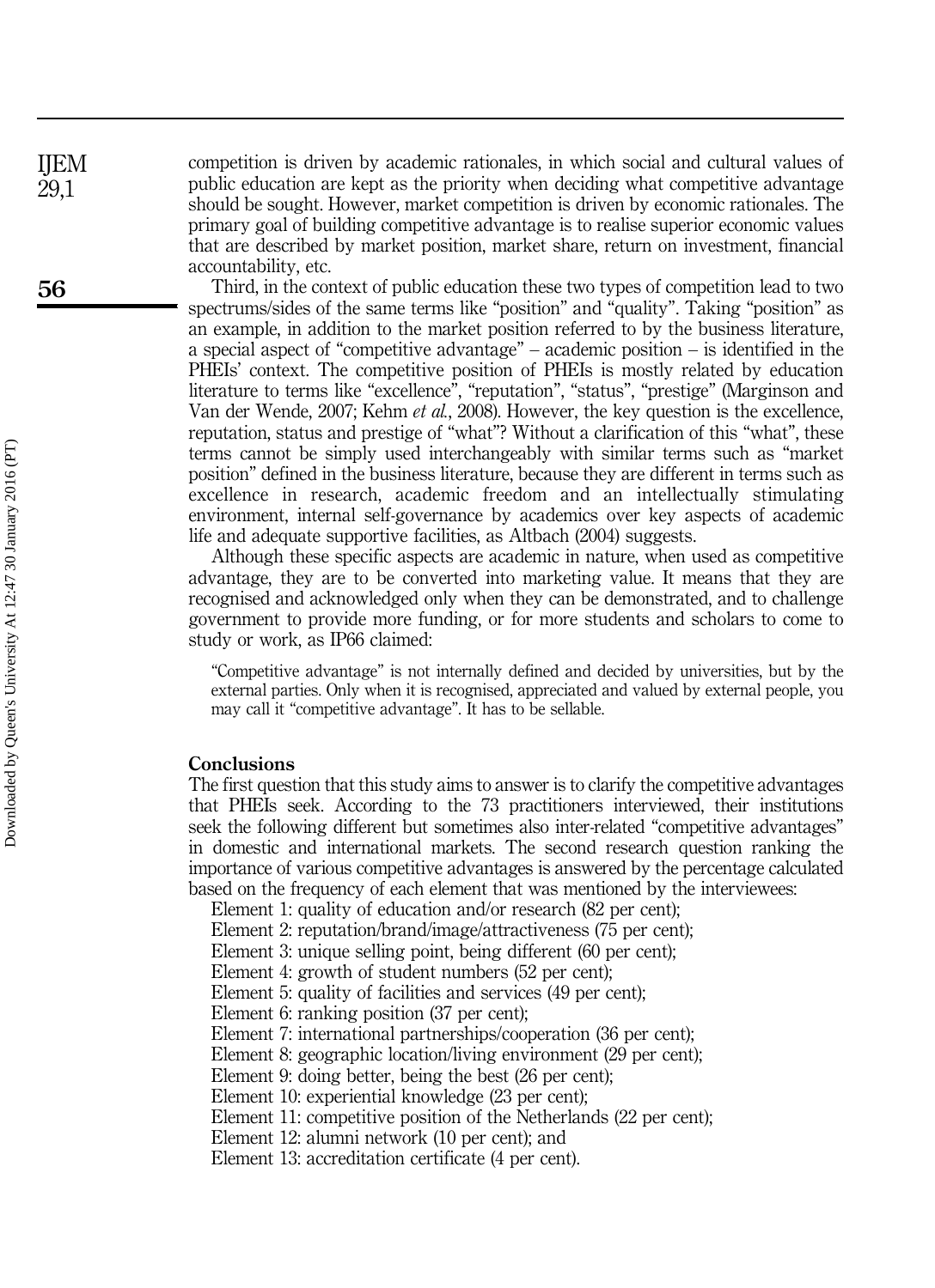competition is driven by academic rationales, in which social and cultural values of public education are kept as the priority when deciding what competitive advantage should be sought. However, market competition is driven by economic rationales. The primary goal of building competitive advantage is to realise superior economic values that are described by market position, market share, return on investment, financial accountability, etc.

Third, in the context of public education these two types of competition lead to two spectrums/sides of the same terms like "position" and "quality". Taking "position" as an example, in addition to the market position referred to by the business literature, a special aspect of "competitive advantage" – academic position – is identified in the PHEIs' context. The competitive position of PHEIs is mostly related by education literature to terms like "excellence", "reputation", "status", "prestige" (Marginson and Van der Wende, 2007; Kehm *et al.*, 2008). However, the key question is the excellence, reputation, status and prestige of "what"? Without a clarification of this "what", these terms cannot be simply used interchangeably with similar terms such as "market position" defined in the business literature, because they are different in terms such as excellence in research, academic freedom and an intellectually stimulating environment, internal self-governance by academics over key aspects of academic life and adequate supportive facilities, as Altbach (2004) suggests.

Although these specific aspects are academic in nature, when used as competitive advantage, they are to be converted into marketing value. It means that they are recognised and acknowledged only when they can be demonstrated, and to challenge government to provide more funding, or for more students and scholars to come to study or work, as IP66 claimed:

> "Competitive advantage" is not internally defined and decided by universities, but by the external parties. Only when it is recognised, appreciated and valued by external people, you may call it "competitive advantage". It has to be sellable.

## Conclusions

The first question that this study aims to answer is to clarify the competitive advantages that PHEIs seek. According to the 73 practitioners interviewed, their institutions seek the following different but sometimes also inter-related "competitive advantages" in domestic and international markets. The second research question ranking the importance of various competitive advantages is answered by the percentage calculated based on the frequency of each element that was mentioned by the interviewees:

Element 1: quality of education and/or research (82 per cent);
Element 2: reputation/brand/image/attractiveness (75 per cent);
Element 3: unique selling point, being different (60 per cent);
Element 4: growth of student numbers (52 per cent);
Element 5: quality of facilities and services (49 per cent);
Element 6: ranking position (37 per cent);
Element 7: international partnerships/cooperation (36 per cent);
Element 8: geographic location/living environment (29 per cent);
Element 9: doing better, being the best (26 per cent);
Element 10: experiential knowledge (23 per cent);
Element 11: competitive position of the Netherlands (22 per cent);
Element 12: alumni network (10 per cent); and
Element 13: accreditation certificate (4 per cent).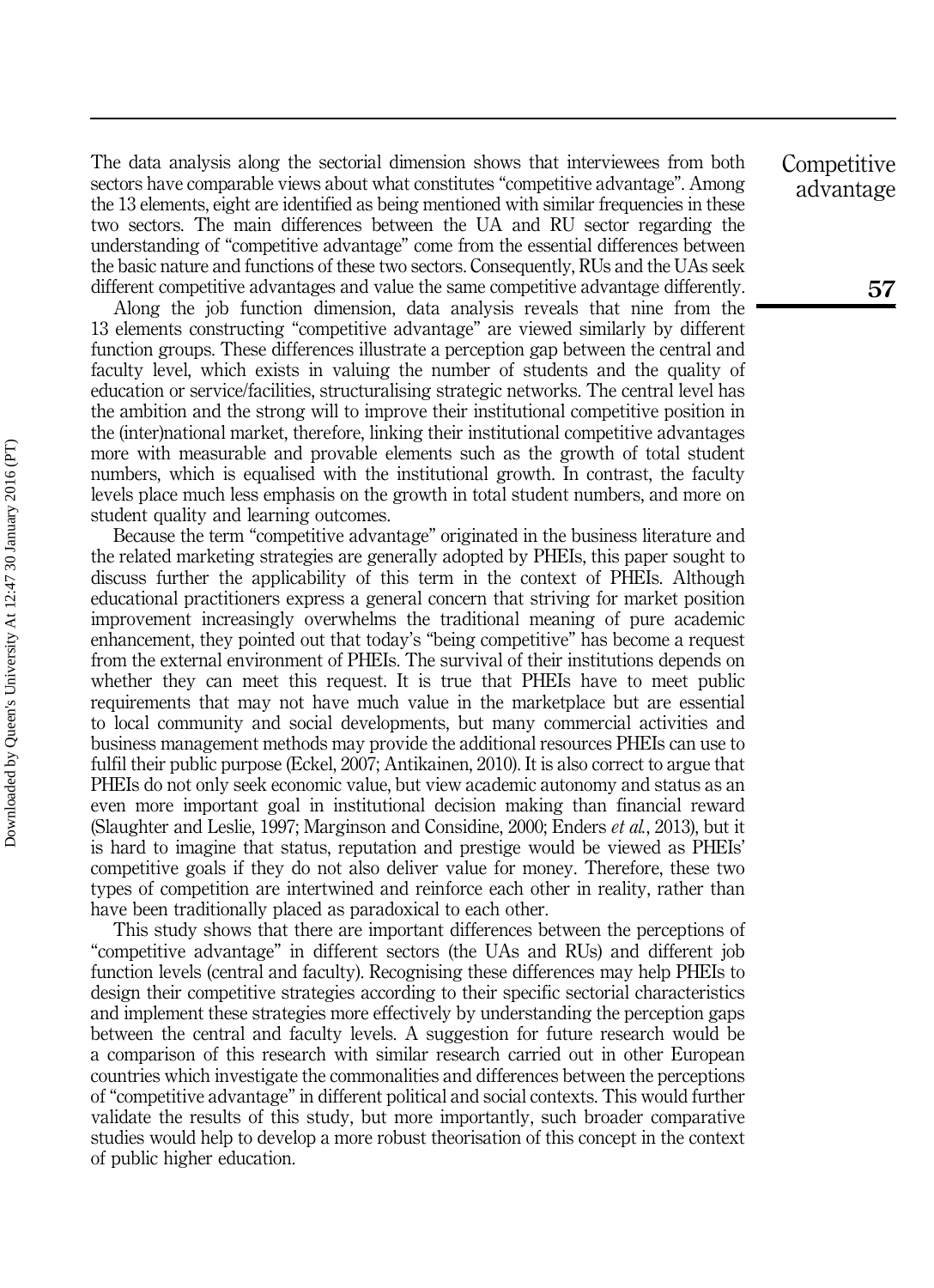The data analysis along the sectorial dimension shows that interviewees from both sectors have comparable views about what constitutes "competitive advantage". Among the 13 elements, eight are identified as being mentioned with similar frequencies in these two sectors. The main differences between the UA and RU sector regarding the understanding of "competitive advantage" come from the essential differences between the basic nature and functions of these two sectors. Consequently, RUs and the UAs seek different competitive advantages and value the same competitive advantage differently.

Along the job function dimension, data analysis reveals that nine from the 13 elements constructing "competitive advantage" are viewed similarly by different function groups. These differences illustrate a perception gap between the central and faculty level, which exists in valuing the number of students and the quality of education or service/facilities, structuralising strategic networks. The central level has the ambition and the strong will to improve their institutional competitive position in the (inter)national market, therefore, linking their institutional competitive advantages more with measurable and provable elements such as the growth of total student numbers, which is equalised with the institutional growth. In contrast, the faculty levels place much less emphasis on the growth in total student numbers, and more on student quality and learning outcomes.

Because the term "competitive advantage" originated in the business literature and the related marketing strategies are generally adopted by PHEIs, this paper sought to discuss further the applicability of this term in the context of PHEIs. Although educational practitioners express a general concern that striving for market position improvement increasingly overwhelms the traditional meaning of pure academic enhancement, they pointed out that today's "being competitive" has become a request from the external environment of PHEIs. The survival of their institutions depends on whether they can meet this request. It is true that PHEIs have to meet public requirements that may not have much value in the marketplace but are essential to local community and social developments, but many commercial activities and business management methods may provide the additional resources PHEIs can use to fulfil their public purpose (Eckel, 2007; Antikainen, 2010). It is also correct to argue that PHEIs do not only seek economic value, but view academic autonomy and status as an even more important goal in institutional decision making than financial reward (Slaughter and Leslie, 1997; Marginson and Considine, 2000; Enders *et al.*, 2013), but it is hard to imagine that status, reputation and prestige would be viewed as PHEIs' competitive goals if they do not also deliver value for money. Therefore, these two types of competition are intertwined and reinforce each other in reality, rather than have been traditionally placed as paradoxical to each other.

This study shows that there are important differences between the perceptions of "competitive advantage" in different sectors (the UAs and RUs) and different job function levels (central and faculty). Recognising these differences may help PHEIs to design their competitive strategies according to their specific sectorial characteristics and implement these strategies more effectively by understanding the perception gaps between the central and faculty levels. A suggestion for future research would be a comparison of this research with similar research carried out in other European countries which investigate the commonalities and differences between the perceptions of "competitive advantage" in different political and social contexts. This would further validate the results of this study, but more importantly, such broader comparative studies would help to develop a more robust theorisation of this concept in the context of public higher education.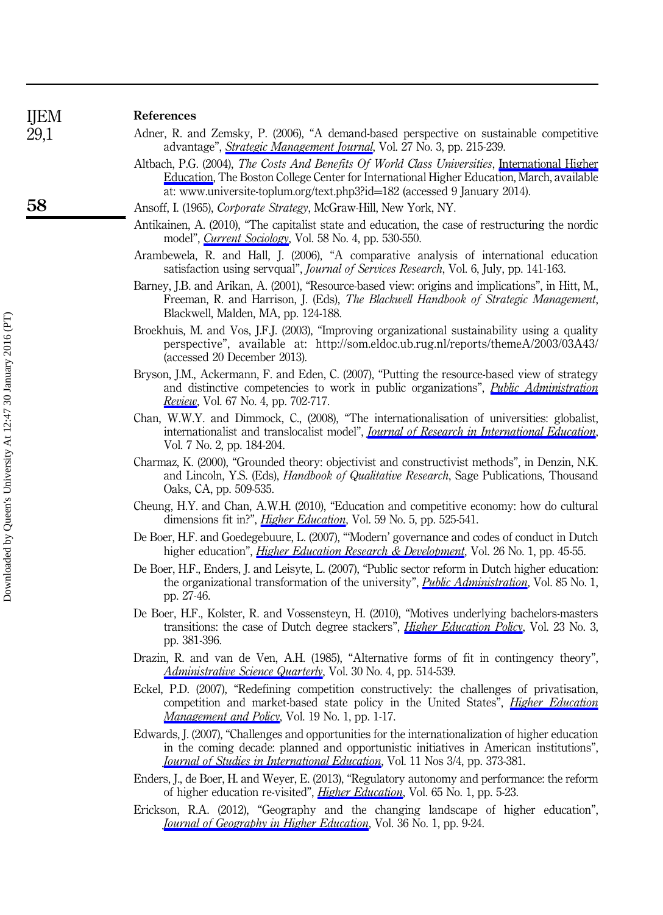## References

Adner, R. and Zemsky, P. (2006), "A demand-based perspective on sustainable competitive advantage", *Strategic Management Journal*, Vol. 27 No. 3, pp. 215-239.

Altbach, P.G. (2004), *The Costs And Benefits Of World Class Universities*, International Higher Education, The Boston College Center for International Higher Education, March, available at: www.universite-toplum.org/text.php3?id=182 (accessed 9 January 2014).

Ansoff, I. (1965), *Corporate Strategy*, McGraw-Hill, New York, NY.

Antikainen, A. (2010), "The capitalist state and education, the case of restructuring the nordic model", *Current Sociology*, Vol. 58 No. 4, pp. 530-550.

Arambewela, R. and Hall, J. (2006), "A comparative analysis of international education satisfaction using servqual", *Journal of Services Research*, Vol. 6, July, pp. 141-163.

Barney, J.B. and Arikan, A. (2001), "Resource-based view: origins and implications", in Hitt, M., Freeman, R. and Harrison, J. (Eds), *The Blackwell Handbook of Strategic Management*, Blackwell, Malden, MA, pp. 124-188.

Broekhuis, M. and Vos, J.F.J. (2003), "Improving organizational sustainability using a quality perspective", available at: http://som.eldoc.ub.rug.nl/reports/themeA/2003/03A43/ (accessed 20 December 2013).

Bryson, J.M., Ackermann, F. and Eden, C. (2007), "Putting the resource-based view of strategy and distinctive competencies to work in public organizations", *Public Administration Review*, Vol. 67 No. 4, pp. 702-717.

Chan, W.W.Y. and Dimmock, C., (2008), "The internationalisation of universities: globalist, internationalist and translocalist model", *Journal of Research in International Education*, Vol. 7 No. 2, pp. 184-204.

Charmaz, K. (2000), "Grounded theory: objectivist and constructivist methods", in Denzin, N.K. and Lincoln, Y.S. (Eds), *Handbook of Qualitative Research*, Sage Publications, Thousand Oaks, CA, pp. 509-535.

Cheung, H.Y. and Chan, A.W.H. (2010), "Education and competitive economy: how do cultural dimensions fit in?", *Higher Education*, Vol. 59 No. 5, pp. 525-541.

De Boer, H.F. and Goedegebuure, L. (2007), "'Modern' governance and codes of conduct in Dutch higher education", *Higher Education Research & Development*, Vol. 26 No. 1, pp. 45-55.

De Boer, H.F., Enders, J. and Leisyte, L. (2007), "Public sector reform in Dutch higher education: the organizational transformation of the university", *Public Administration*, Vol. 85 No. 1, pp. 27-46.

De Boer, H.F., Kolster, R. and Vossensteyn, H. (2010), "Motives underlying bachelors-masters transitions: the case of Dutch degree stackers", *Higher Education Policy*, Vol. 23 No. 3, pp. 381-396.

Drazin, R. and van de Ven, A.H. (1985), "Alternative forms of fit in contingency theory", *Administrative Science Quarterly*, Vol. 30 No. 4, pp. 514-539.

Eckel, P.D. (2007), "Redefining competition constructively: the challenges of privatisation, competition and market-based state policy in the United States", *Higher Education Management and Policy*, Vol. 19 No. 1, pp. 1-17.

Edwards, J. (2007), "Challenges and opportunities for the internationalization of higher education in the coming decade: planned and opportunistic initiatives in American institutions", *Journal of Studies in International Education*, Vol. 11 Nos 3/4, pp. 373-381.

Enders, J., de Boer, H. and Weyer, E. (2013), "Regulatory autonomy and performance: the reform of higher education re-visited", *Higher Education*, Vol. 65 No. 1, pp. 5-23.

Erickson, R.A. (2012), "Geography and the changing landscape of higher education", *Journal of Geography in Higher Education*, Vol. 36 No. 1, pp. 9-24.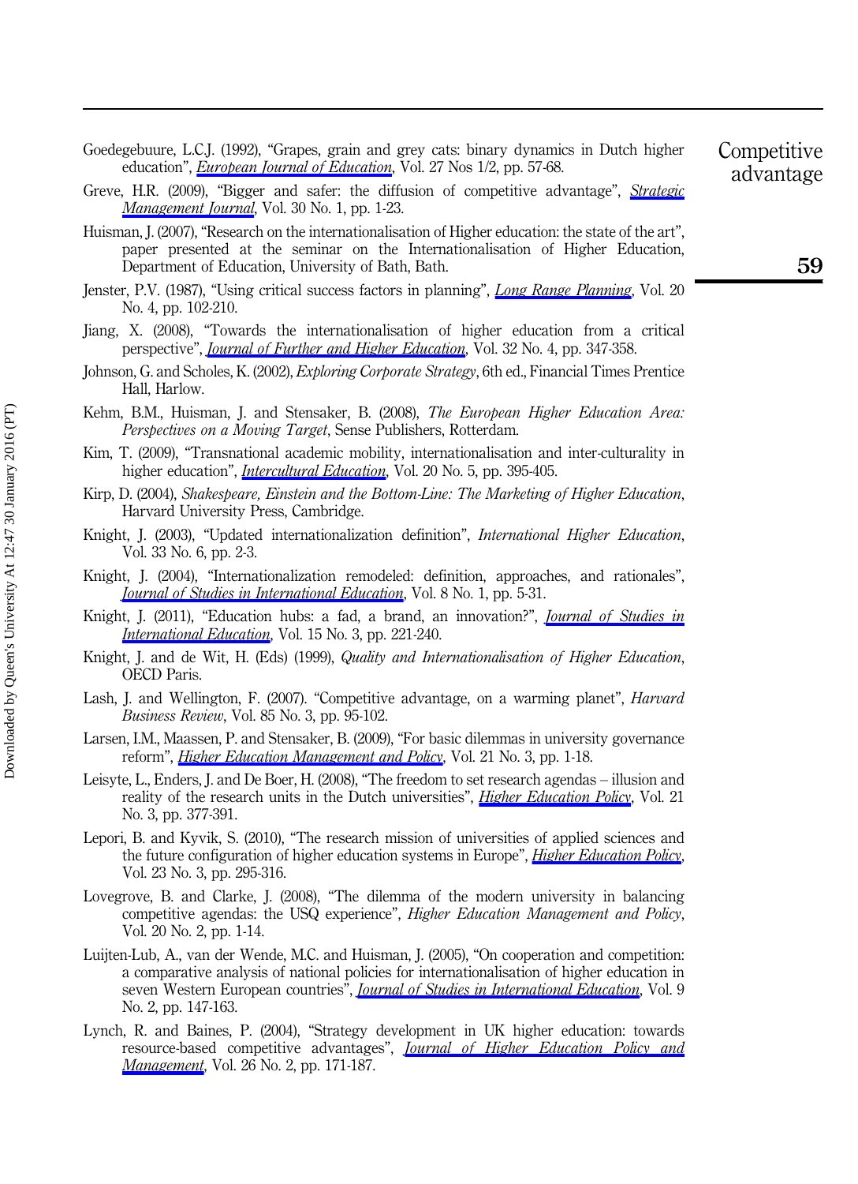Goedegebuure, L.C.J. (1992), "Grapes, grain and grey cats: binary dynamics in Dutch higher education", *European Journal of Education*, Vol. 27 Nos 1/2, pp. 57-68.

Greve, H.R. (2009), "Bigger and safer: the diffusion of competitive advantage", *Strategic Management Journal*, Vol. 30 No. 1, pp. 1-23.

Huisman, J. (2007), "Research on the internationalisation of Higher education: the state of the art", paper presented at the seminar on the Internationalisation of Higher Education, Department of Education, University of Bath, Bath.

Jenster, P.V. (1987), "Using critical success factors in planning", *Long Range Planning*, Vol. 20 No. 4, pp. 102-210.

Jiang, X. (2008), "Towards the internationalisation of higher education from a critical perspective", *Journal of Further and Higher Education*, Vol. 32 No. 4, pp. 347-358.

Johnson, G. and Scholes, K. (2002), *Exploring Corporate Strategy*, 6th ed., Financial Times Prentice Hall, Harlow.

Kehm, B.M., Huisman, J. and Stensaker, B. (2008), *The European Higher Education Area: Perspectives on a Moving Target*, Sense Publishers, Rotterdam.

Kim, T. (2009), "Transnational academic mobility, internationalisation and inter-culturality in higher education", *Intercultural Education*, Vol. 20 No. 5, pp. 395-405.

Kirp, D. (2004), *Shakespeare, Einstein and the Bottom-Line: The Marketing of Higher Education*, Harvard University Press, Cambridge.

Knight, J. (2003), "Updated internationalization definition", *International Higher Education*, Vol. 33 No. 6, pp. 2-3.

Knight, J. (2004), "Internationalization remodeled: definition, approaches, and rationales", *Journal of Studies in International Education*, Vol. 8 No. 1, pp. 5-31.

Knight, J. (2011), "Education hubs: a fad, a brand, an innovation?", *Journal of Studies in International Education*, Vol. 15 No. 3, pp. 221-240.

Knight, J. and de Wit, H. (Eds) (1999), *Quality and Internationalisation of Higher Education*, OECD Paris.

Lash, J. and Wellington, F. (2007). "Competitive advantage, on a warming planet", *Harvard Business Review*, Vol. 85 No. 3, pp. 95-102.

Larsen, I.M., Maassen, P. and Stensaker, B. (2009), "For basic dilemmas in university governance reform", *Higher Education Management and Policy*, Vol. 21 No. 3, pp. 1-18.

Leisyte, L., Enders, J. and De Boer, H. (2008), "The freedom to set research agendas – illusion and reality of the research units in the Dutch universities", *Higher Education Policy*, Vol. 21 No. 3, pp. 377-391.

Lepori, B. and Kyvik, S. (2010), "The research mission of universities of applied sciences and the future configuration of higher education systems in Europe", *Higher Education Policy*, Vol. 23 No. 3, pp. 295-316.

Lovegrove, B. and Clarke, J. (2008), "The dilemma of the modern university in balancing competitive agendas: the USQ experience", *Higher Education Management and Policy*, Vol. 20 No. 2, pp. 1-14.

Luijten-Lub, A., van der Wende, M.C. and Huisman, J. (2005), "On cooperation and competition: a comparative analysis of national policies for internationalisation of higher education in seven Western European countries", *Journal of Studies in International Education*, Vol. 9 No. 2, pp. 147-163.

Lynch, R. and Baines, P. (2004), "Strategy development in UK higher education: towards resource-based competitive advantages", *Journal of Higher Education Policy and Management*, Vol. 26 No. 2, pp. 171-187.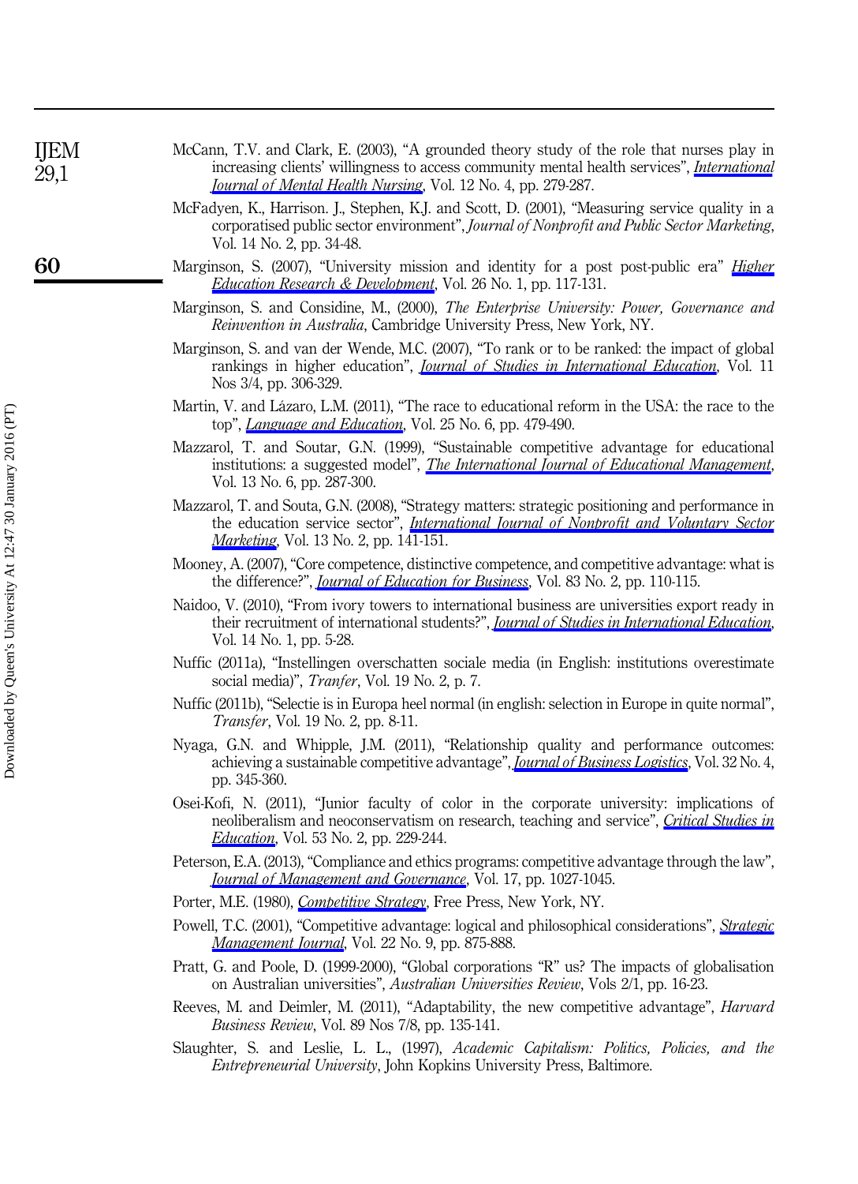McCann, T.V. and Clark, E. (2003), "A grounded theory study of the role that nurses play in increasing clients' willingness to access community mental health services", *International Journal of Mental Health Nursing*, Vol. 12 No. 4, pp. 279-287.

McFadyen, K., Harrison. J., Stephen, K.J. and Scott, D. (2001), "Measuring service quality in a corporatised public sector environment", *Journal of Nonprofit and Public Sector Marketing*, Vol. 14 No. 2, pp. 34-48.

Marginson, S. (2007), "University mission and identity for a post post-public era" *Higher Education Research & Development*, Vol. 26 No. 1, pp. 117-131.

Marginson, S. and Considine, M., (2000), *The Enterprise University: Power, Governance and Reinvention in Australia*, Cambridge University Press, New York, NY.

Marginson, S. and van der Wende, M.C. (2007), "To rank or to be ranked: the impact of global rankings in higher education", *Journal of Studies in International Education*, Vol. 11 Nos 3/4, pp. 306-329.

Martin, V. and Lázaro, L.M. (2011), "The race to educational reform in the USA: the race to the top", *Language and Education*, Vol. 25 No. 6, pp. 479-490.

Mazzarol, T. and Soutar, G.N. (1999), "Sustainable competitive advantage for educational institutions: a suggested model", *The International Journal of Educational Management*, Vol. 13 No. 6, pp. 287-300.

Mazzarol, T. and Souta, G.N. (2008), "Strategy matters: strategic positioning and performance in the education service sector", *International Journal of Nonprofit and Voluntary Sector Marketing*, Vol. 13 No. 2, pp. 141-151.

Mooney, A. (2007), "Core competence, distinctive competence, and competitive advantage: what is the difference?", *Journal of Education for Business*, Vol. 83 No. 2, pp. 110-115.

Naidoo, V. (2010), "From ivory towers to international business are universities export ready in their recruitment of international students?", *Journal of Studies in International Education*, Vol. 14 No. 1, pp. 5-28.

Nuffic (2011a), "Instellingen overschatten sociale media (in English: institutions overestimate social media)", *Tranfer*, Vol. 19 No. 2, p. 7.

Nuffic (2011b), "Selectie is in Europa heel normal (in english: selection in Europe in quite normal", *Transfer*, Vol. 19 No. 2, pp. 8-11.

Nyaga, G.N. and Whipple, J.M. (2011), "Relationship quality and performance outcomes: achieving a sustainable competitive advantage", *Journal of Business Logistics*, Vol. 32 No. 4, pp. 345-360.

Osei-Kofi, N. (2011), "Junior faculty of color in the corporate university: implications of neoliberalism and neoconservatism on research, teaching and service", *Critical Studies in Education*, Vol. 53 No. 2, pp. 229-244.

Peterson, E.A. (2013), "Compliance and ethics programs: competitive advantage through the law", *Journal of Management and Governance*, Vol. 17, pp. 1027-1045.

Porter, M.E. (1980), *Competitive Strategy*, Free Press, New York, NY.

Powell, T.C. (2001), "Competitive advantage: logical and philosophical considerations", *Strategic Management Journal*, Vol. 22 No. 9, pp. 875-888.

Pratt, G. and Poole, D. (1999-2000), "Global corporations "R" us? The impacts of globalisation on Australian universities", *Australian Universities Review*, Vols 2/1, pp. 16-23.

Reeves, M. and Deimler, M. (2011), "Adaptability, the new competitive advantage", *Harvard Business Review*, Vol. 89 Nos 7/8, pp. 135-141.

Slaughter, S. and Leslie, L. L., (1997), *Academic Capitalism: Politics, Policies, and the Entrepreneurial University*, John Kopkins University Press, Baltimore.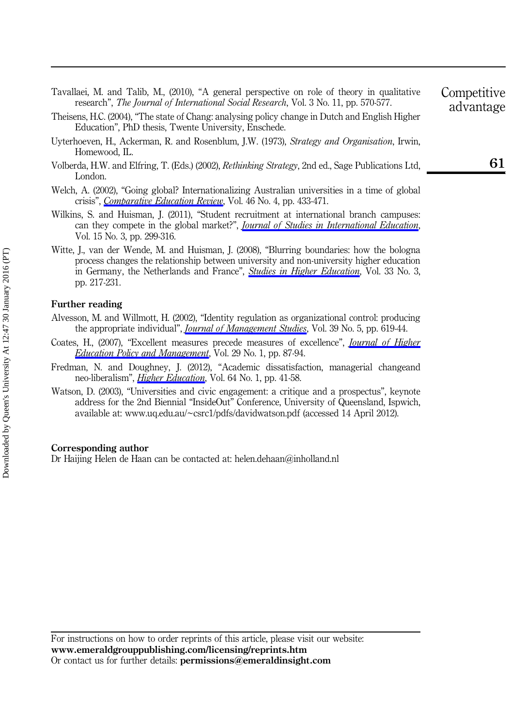Tavallaei, M. and Talib, M., (2010), "A general perspective on role of theory in qualitative research", *The Journal of International Social Research*, Vol. 3 No. 11, pp. 570-577.

Theisens, H.C. (2004), "The state of Chang: analysing policy change in Dutch and English Higher Education", PhD thesis, Twente University, Enschede.

Uyterhoeven, H., Ackerman, R. and Rosenblum, J.W. (1973), *Strategy and Organisation*, Irwin, Homewood, IL.

Volberda, H.W. and Elfring, T. (Eds.) (2002), *Rethinking Strategy*, 2nd ed., Sage Publications Ltd, London.

Welch, A. (2002), "Going global? Internationalizing Australian universities in a time of global crisis", *Comparative Education Review*, Vol. 46 No. 4, pp. 433-471.

Wilkins, S. and Huisman, J. (2011), "Student recruitment at international branch campuses: can they compete in the global market?", *Journal of Studies in International Education*, Vol. 15 No. 3, pp. 299-316.

Witte, J., van der Wende, M. and Huisman, J. (2008), "Blurring boundaries: how the bologna process changes the relationship between university and non-university higher education in Germany, the Netherlands and France", *Studies in Higher Education*, Vol. 33 No. 3, pp. 217-231.

## Further reading

Alvesson, M. and Willmott, H. (2002), "Identity regulation as organizational control: producing the appropriate individual", *Journal of Management Studies*, Vol. 39 No. 5, pp. 619-44.

Coates, H., (2007), "Excellent measures precede measures of excellence", *Journal of Higher Education Policy and Management*, Vol. 29 No. 1, pp. 87-94.

Fredman, N. and Doughney, J. (2012), "Academic dissatisfaction, managerial changeand neo-liberalism", *Higher Education*, Vol. 64 No. 1, pp. 41-58.

Watson, D. (2003), "Universities and civic engagement: a critique and a prospectus", keynote address for the 2nd Biennial "InsideOut" Conference, University of Queensland, Ispwich, available at: www.uq.edu.au/~csrc1/pdfs/davidwatson.pdf (accessed 14 April 2012).

**Corresponding author**

Dr Haijing Helen de Haan can be contacted at: helen.dehaan@inholland.nl

For instructions on how to order reprints of this article, please visit our website:
**www.emeraldgrouppublishing.com/licensing/reprints.htm**
Or contact us for further details: **permissions@emeraldinsight.com**